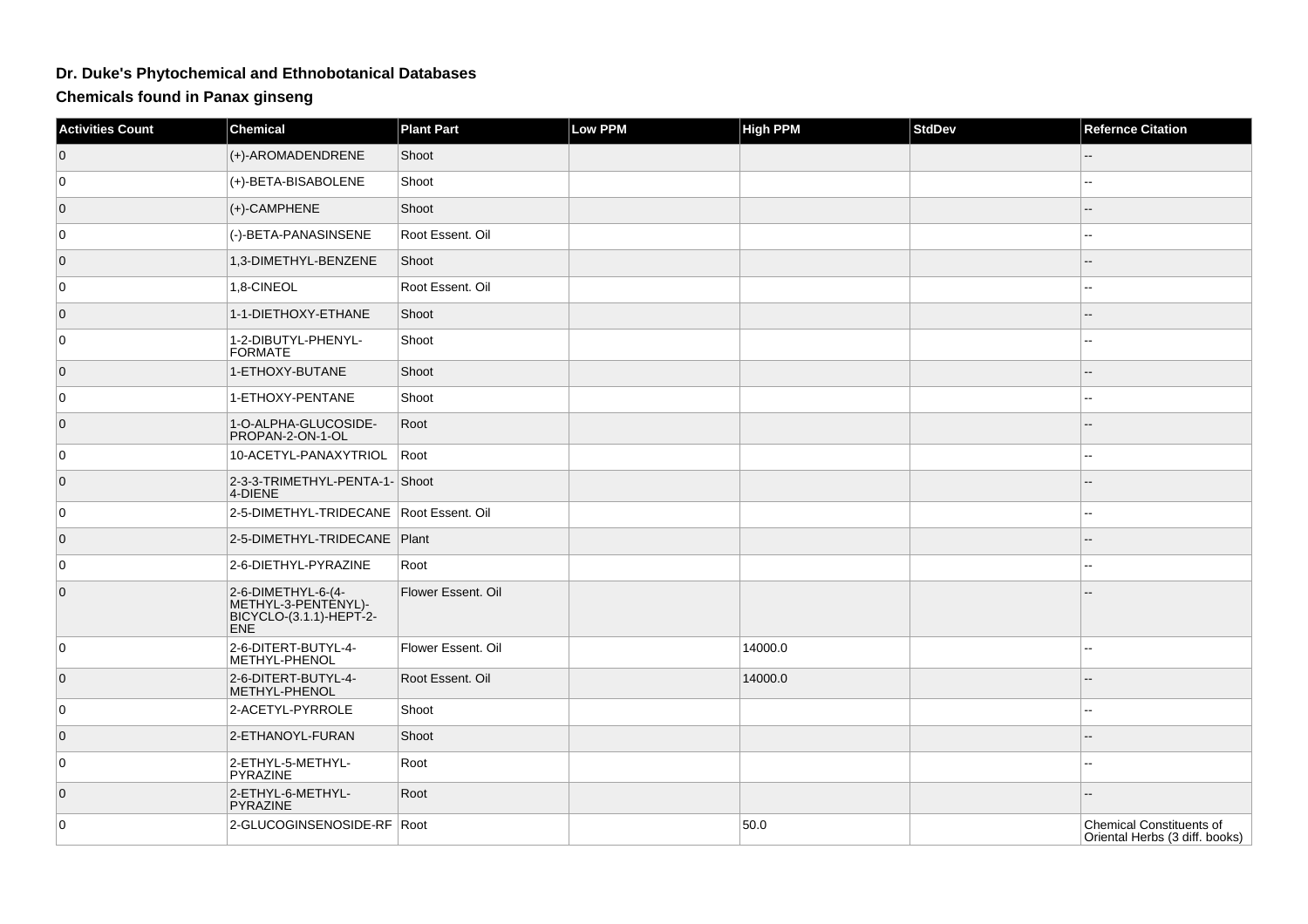# Dr. Duke's Phytochemical and Ethnobotanical Databases

## Chemicals found in Panax ginseng

| Activities Count | Chemical | Plant Part | Low PPM | High PPM | StdDev | Refernce Citation |
|---|---|---|---|---|---|---|
| 0 | (+)-AROMADENDRENE | Shoot | | | | -- |
| 0 | (+)-BETA-BISABOLENE | Shoot | | | | -- |
| 0 | (+)-CAMPHENE | Shoot | | | | -- |
| 0 | (-)-BETA-PANASINSENE | Root Essent. Oil | | | | -- |
| 0 | 1,3-DIMETHYL-BENZENE | Shoot | | | | -- |
| 0 | 1,8-CINEOL | Root Essent. Oil | | | | -- |
| 0 | 1-1-DIETHOXY-ETHANE | Shoot | | | | -- |
| 0 | 1-2-DIBUTYL-PHENYL-FORMATE | Shoot | | | | -- |
| 0 | 1-ETHOXY-BUTANE | Shoot | | | | -- |
| 0 | 1-ETHOXY-PENTANE | Shoot | | | | -- |
| 0 | 1-O-ALPHA-GLUCOSIDE-PROPAN-2-ON-1-OL | Root | | | | -- |
| 0 | 10-ACETYL-PANAXYTRIOL | Root | | | | -- |
| 0 | 2-3-3-TRIMETHYL-PENTA-1-4-DIENE | Shoot | | | | -- |
| 0 | 2-5-DIMETHYL-TRIDECANE | Root Essent. Oil | | | | -- |
| 0 | 2-5-DIMETHYL-TRIDECANE | Plant | | | | -- |
| 0 | 2-6-DIETHYL-PYRAZINE | Root | | | | -- |
| 0 | 2-6-DIMETHYL-6-(4-METHYL-3-PENTENYL)-BICYCLO-(3.1.1)-HEPT-2-ENE | Flower Essent. Oil | | | | -- |
| 0 | 2-6-DITERT-BUTYL-4-METHYL-PHENOL | Flower Essent. Oil | | 14000.0 | | -- |
| 0 | 2-6-DITERT-BUTYL-4-METHYL-PHENOL | Root Essent. Oil | | 14000.0 | | -- |
| 0 | 2-ACETYL-PYRROLE | Shoot | | | | -- |
| 0 | 2-ETHANOYL-FURAN | Shoot | | | | -- |
| 0 | 2-ETHYL-5-METHYL-PYRAZINE | Root | | | | -- |
| 0 | 2-ETHYL-6-METHYL-PYRAZINE | Root | | | | -- |
| 0 | 2-GLUCOGINSENOSIDE-RF | Root | | 50.0 | | Chemical Constituents of Oriental Herbs (3 diff. books) |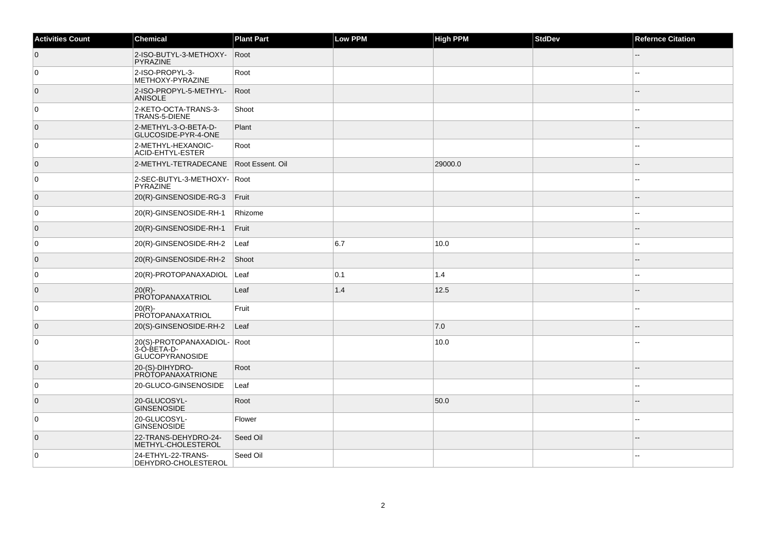| Activities Count | Chemical | Plant Part | Low PPM | High PPM | StdDev | Refernce Citation |
|---|---|---|---|---|---|---|
| 0 | 2-ISO-BUTYL-3-METHOXY-PYRAZINE | Root | | | | -- |
| 0 | 2-ISO-PROPYL-3-METHOXY-PYRAZINE | Root | | | | -- |
| 0 | 2-ISO-PROPYL-5-METHYL-ANISOLE | Root | | | | -- |
| 0 | 2-KETO-OCTA-TRANS-3-TRANS-5-DIENE | Shoot | | | | -- |
| 0 | 2-METHYL-3-O-BETA-D-GLUCOSIDE-PYR-4-ONE | Plant | | | | -- |
| 0 | 2-METHYL-HEXANOIC-ACID-EHTYL-ESTER | Root | | | | -- |
| 0 | 2-METHYL-TETRADECANE | Root Essent. Oil | | 29000.0 | | -- |
| 0 | 2-SEC-BUTYL-3-METHOXY-PYRAZINE | Root | | | | -- |
| 0 | 20(R)-GINSENOSIDE-RG-3 | Fruit | | | | -- |
| 0 | 20(R)-GINSENOSIDE-RH-1 | Rhizome | | | | -- |
| 0 | 20(R)-GINSENOSIDE-RH-1 | Fruit | | | | -- |
| 0 | 20(R)-GINSENOSIDE-RH-2 | Leaf | 6.7 | 10.0 | | -- |
| 0 | 20(R)-GINSENOSIDE-RH-2 | Shoot | | | | -- |
| 0 | 20(R)-PROTOPANAXADIOL | Leaf | 0.1 | 1.4 | | -- |
| 0 | 20(R)-PROTOPANAXATRIOL | Leaf | 1.4 | 12.5 | | -- |
| 0 | 20(R)-PROTOPANAXATRIOL | Fruit | | | | -- |
| 0 | 20(S)-GINSENOSIDE-RH-2 | Leaf | | 7.0 | | -- |
| 0 | 20(S)-PROTOPANAXADIOL-3-O-BETA-D-GLUCOPYRANOSIDE | Root | | 10.0 | | -- |
| 0 | 20-(S)-DIHYDRO-PROTOPANAXATRIONE | Root | | | | -- |
| 0 | 20-GLUCO-GINSENOSIDE | Leaf | | | | -- |
| 0 | 20-GLUCOSYL-GINSENOSIDE | Root | | 50.0 | | -- |
| 0 | 20-GLUCOSYL-GINSENOSIDE | Flower | | | | -- |
| 0 | 22-TRANS-DEHYDRO-24-METHYL-CHOLESTEROL | Seed Oil | | | | -- |
| 0 | 24-ETHYL-22-TRANS-DEHYDRO-CHOLESTEROL | Seed Oil | | | | -- |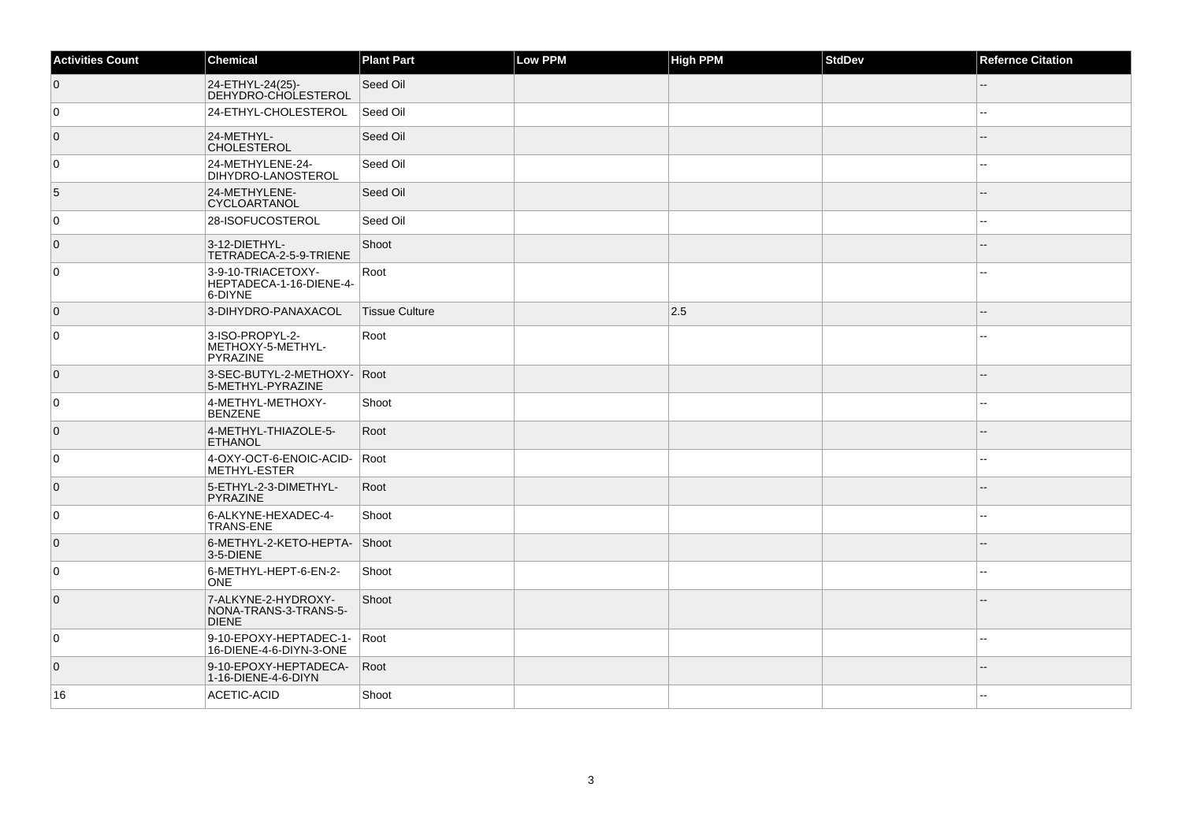| Activities Count | Chemical | Plant Part | Low PPM | High PPM | StdDev | Refernce Citation |
|---|---|---|---|---|---|---|
| 0 | 24-ETHYL-24(25)-DEHYDRO-CHOLESTEROL | Seed Oil | | | | -- |
| 0 | 24-ETHYL-CHOLESTEROL | Seed Oil | | | | -- |
| 0 | 24-METHYL-CHOLESTEROL | Seed Oil | | | | -- |
| 0 | 24-METHYLENE-24-DIHYDRO-LANOSTEROL | Seed Oil | | | | -- |
| 5 | 24-METHYLENE-CYCLOARTANOL | Seed Oil | | | | -- |
| 0 | 28-ISOFUCOSTEROL | Seed Oil | | | | -- |
| 0 | 3-12-DIETHYL-TETRADECA-2-5-9-TRIENE | Shoot | | | | -- |
| 0 | 3-9-10-TRIACETOXY-HEPTADECA-1-16-DIENE-4-6-DIYNE | Root | | | | -- |
| 0 | 3-DIHYDRO-PANAXACOL | Tissue Culture | | 2.5 | | -- |
| 0 | 3-ISO-PROPYL-2-METHOXY-5-METHYL-PYRAZINE | Root | | | | -- |
| 0 | 3-SEC-BUTYL-2-METHOXY-5-METHYL-PYRAZINE | Root | | | | -- |
| 0 | 4-METHYL-METHOXY-BENZENE | Shoot | | | | -- |
| 0 | 4-METHYL-THIAZOLE-5-ETHANOL | Root | | | | -- |
| 0 | 4-OXY-OCT-6-ENOIC-ACID-METHYL-ESTER | Root | | | | -- |
| 0 | 5-ETHYL-2-3-DIMETHYL-PYRAZINE | Root | | | | -- |
| 0 | 6-ALKYNE-HEXADEC-4-TRANS-ENE | Shoot | | | | -- |
| 0 | 6-METHYL-2-KETO-HEPTA-3-5-DIENE | Shoot | | | | -- |
| 0 | 6-METHYL-HEPT-6-EN-2-ONE | Shoot | | | | -- |
| 0 | 7-ALKYNE-2-HYDROXY-NONA-TRANS-3-TRANS-5-DIENE | Shoot | | | | -- |
| 0 | 9-10-EPOXY-HEPTADEC-1-16-DIENE-4-6-DIYN-3-ONE | Root | | | | -- |
| 0 | 9-10-EPOXY-HEPTADECA-1-16-DIENE-4-6-DIYN | Root | | | | -- |
| 16 | ACETIC-ACID | Shoot | | | | -- |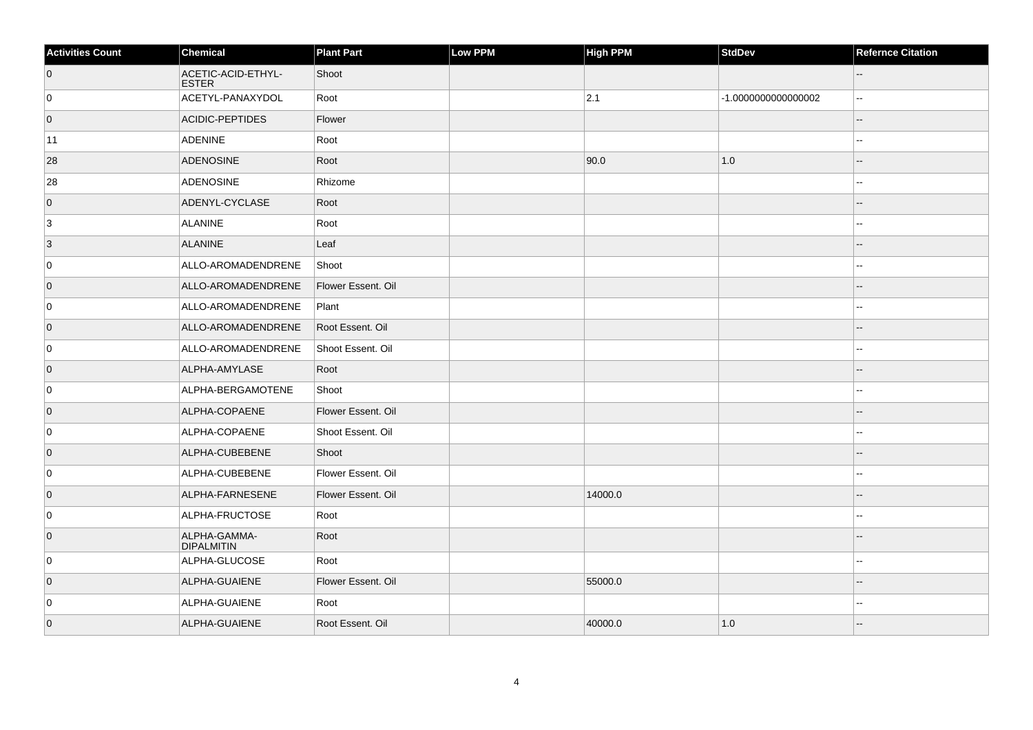| Activities Count | Chemical | Plant Part | Low PPM | High PPM | StdDev | Refernce Citation |
| --- | --- | --- | --- | --- | --- | --- |
| 0 | ACETIC-ACID-ETHYL-ESTER | Shoot | | | | -- |
| 0 | ACETYL-PANAXYDOL | Root | | 2.1 | -1.0000000000000002 | -- |
| 0 | ACIDIC-PEPTIDES | Flower | | | | -- |
| 11 | ADENINE | Root | | | | -- |
| 28 | ADENOSINE | Root | | 90.0 | 1.0 | -- |
| 28 | ADENOSINE | Rhizome | | | | -- |
| 0 | ADENYL-CYCLASE | Root | | | | -- |
| 3 | ALANINE | Root | | | | -- |
| 3 | ALANINE | Leaf | | | | -- |
| 0 | ALLO-AROMADENDRENE | Shoot | | | | -- |
| 0 | ALLO-AROMADENDRENE | Flower Essent. Oil | | | | -- |
| 0 | ALLO-AROMADENDRENE | Plant | | | | -- |
| 0 | ALLO-AROMADENDRENE | Root Essent. Oil | | | | -- |
| 0 | ALLO-AROMADENDRENE | Shoot Essent. Oil | | | | -- |
| 0 | ALPHA-AMYLASE | Root | | | | -- |
| 0 | ALPHA-BERGAMOTENE | Shoot | | | | -- |
| 0 | ALPHA-COPAENE | Flower Essent. Oil | | | | -- |
| 0 | ALPHA-COPAENE | Shoot Essent. Oil | | | | -- |
| 0 | ALPHA-CUBEBENE | Shoot | | | | -- |
| 0 | ALPHA-CUBEBENE | Flower Essent. Oil | | | | -- |
| 0 | ALPHA-FARNESENE | Flower Essent. Oil | | 14000.0 | | -- |
| 0 | ALPHA-FRUCTOSE | Root | | | | -- |
| 0 | ALPHA-GAMMA-DIPALMITIN | Root | | | | -- |
| 0 | ALPHA-GLUCOSE | Root | | | | -- |
| 0 | ALPHA-GUAIENE | Flower Essent. Oil | | 55000.0 | | -- |
| 0 | ALPHA-GUAIENE | Root | | | | -- |
| 0 | ALPHA-GUAIENE | Root Essent. Oil | | 40000.0 | 1.0 | -- |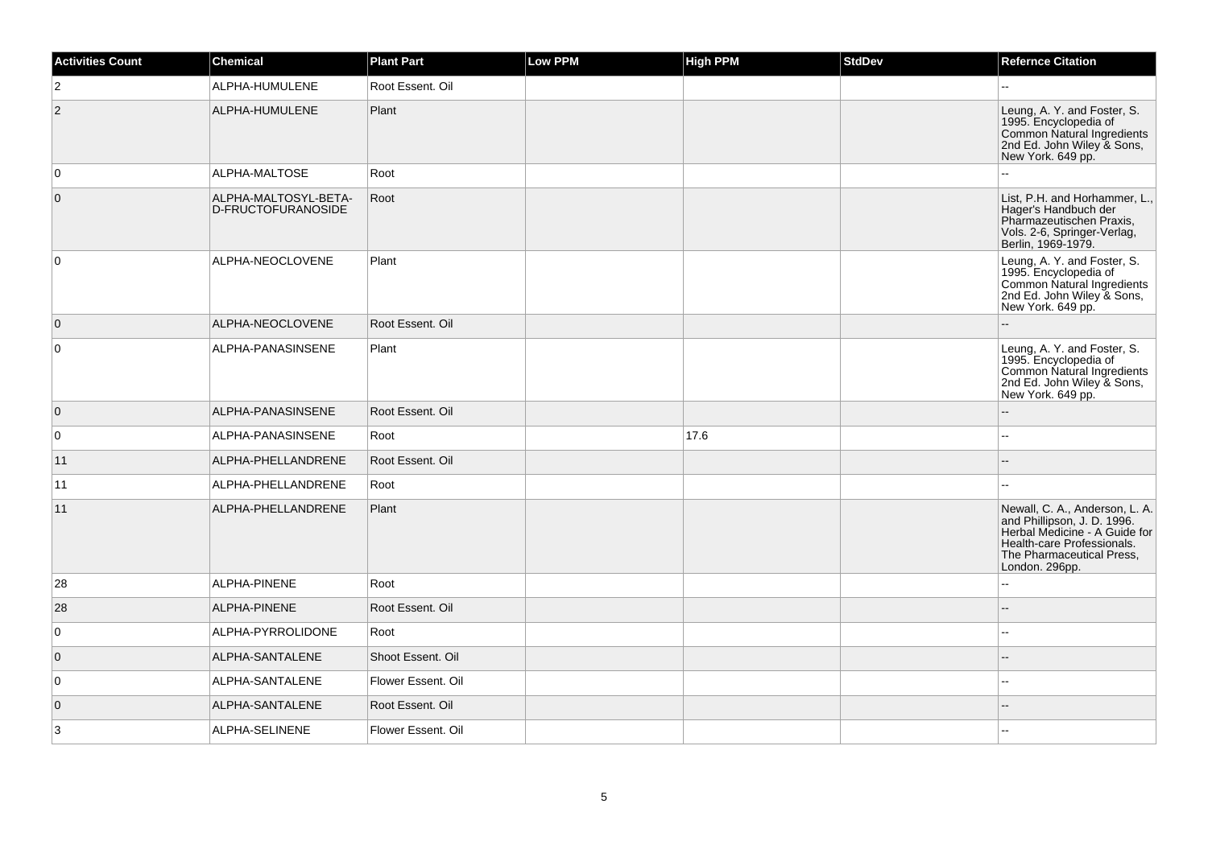| Activities Count | Chemical | Plant Part | Low PPM | High PPM | StdDev | Refernce Citation |
| --- | --- | --- | --- | --- | --- | --- |
| 2 | ALPHA-HUMULENE | Root Essent. Oil | | | | -- |
| 2 | ALPHA-HUMULENE | Plant | | | | Leung, A. Y. and Foster, S. 1995. Encyclopedia of Common Natural Ingredients 2nd Ed. John Wiley & Sons, New York. 649 pp. |
| 0 | ALPHA-MALTOSE | Root | | | | -- |
| 0 | ALPHA-MALTOSYL-BETA-D-FRUCTOFURANOSIDE | Root | | | | List, P.H. and Horhammer, L., Hager's Handbuch der Pharmazeutischen Praxis, Vols. 2-6, Springer-Verlag, Berlin, 1969-1979. |
| 0 | ALPHA-NEOCLOVENE | Plant | | | | Leung, A. Y. and Foster, S. 1995. Encyclopedia of Common Natural Ingredients 2nd Ed. John Wiley & Sons, New York. 649 pp. |
| 0 | ALPHA-NEOCLOVENE | Root Essent. Oil | | | | -- |
| 0 | ALPHA-PANASINSENE | Plant | | | | Leung, A. Y. and Foster, S. 1995. Encyclopedia of Common Natural Ingredients 2nd Ed. John Wiley & Sons, New York. 649 pp. |
| 0 | ALPHA-PANASINSENE | Root Essent. Oil | | | | -- |
| 0 | ALPHA-PANASINSENE | Root | | 17.6 | | -- |
| 11 | ALPHA-PHELLANDRENE | Root Essent. Oil | | | | -- |
| 11 | ALPHA-PHELLANDRENE | Root | | | | -- |
| 11 | ALPHA-PHELLANDRENE | Plant | | | | Newall, C. A., Anderson, L. A. and Phillipson, J. D. 1996. Herbal Medicine - A Guide for Health-care Professionals. The Pharmaceutical Press, London. 296pp. |
| 28 | ALPHA-PINENE | Root | | | | -- |
| 28 | ALPHA-PINENE | Root Essent. Oil | | | | -- |
| 0 | ALPHA-PYRROLIDONE | Root | | | | -- |
| 0 | ALPHA-SANTALENE | Shoot Essent. Oil | | | | -- |
| 0 | ALPHA-SANTALENE | Flower Essent. Oil | | | | -- |
| 0 | ALPHA-SANTALENE | Root Essent. Oil | | | | -- |
| 3 | ALPHA-SELINENE | Flower Essent. Oil | | | | -- |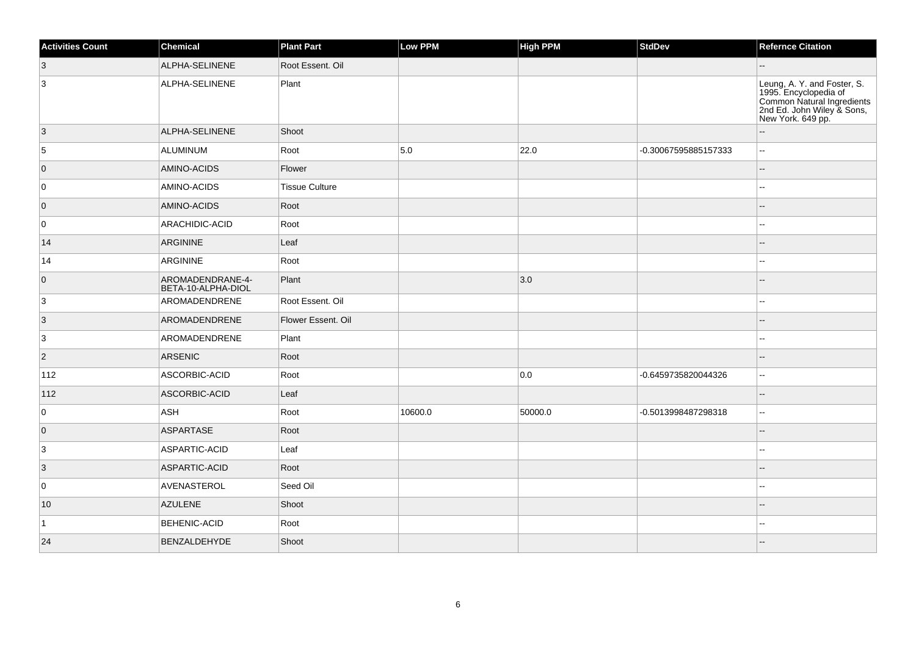| Activities Count | Chemical | Plant Part | Low PPM | High PPM | StdDev | Refernce Citation |
|---|---|---|---|---|---|---|
| 3 | ALPHA-SELINENE | Root Essent. Oil | | | | -- |
| 3 | ALPHA-SELINENE | Plant | | | | Leung, A. Y. and Foster, S. 1995. Encyclopedia of Common Natural Ingredients 2nd Ed. John Wiley & Sons, New York. 649 pp. |
| 3 | ALPHA-SELINENE | Shoot | | | | -- |
| 5 | ALUMINUM | Root | 5.0 | 22.0 | -0.30067595885157333 | -- |
| 0 | AMINO-ACIDS | Flower | | | | -- |
| 0 | AMINO-ACIDS | Tissue Culture | | | | -- |
| 0 | AMINO-ACIDS | Root | | | | -- |
| 0 | ARACHIDIC-ACID | Root | | | | -- |
| 14 | ARGININE | Leaf | | | | -- |
| 14 | ARGININE | Root | | | | -- |
| 0 | AROMADENDRANE-4-BETA-10-ALPHA-DIOL | Plant | | 3.0 | | -- |
| 3 | AROMADENDRENE | Root Essent. Oil | | | | -- |
| 3 | AROMADENDRENE | Flower Essent. Oil | | | | -- |
| 3 | AROMADENDRENE | Plant | | | | -- |
| 2 | ARSENIC | Root | | | | -- |
| 112 | ASCORBIC-ACID | Root | | 0.0 | -0.6459735820044326 | -- |
| 112 | ASCORBIC-ACID | Leaf | | | | -- |
| 0 | ASH | Root | 10600.0 | 50000.0 | -0.5013998487298318 | -- |
| 0 | ASPARTASE | Root | | | | -- |
| 3 | ASPARTIC-ACID | Leaf | | | | -- |
| 3 | ASPARTIC-ACID | Root | | | | -- |
| 0 | AVENASTEROL | Seed Oil | | | | -- |
| 10 | AZULENE | Shoot | | | | -- |
| 1 | BEHENIC-ACID | Root | | | | -- |
| 24 | BENZALDEHYDE | Shoot | | | | -- |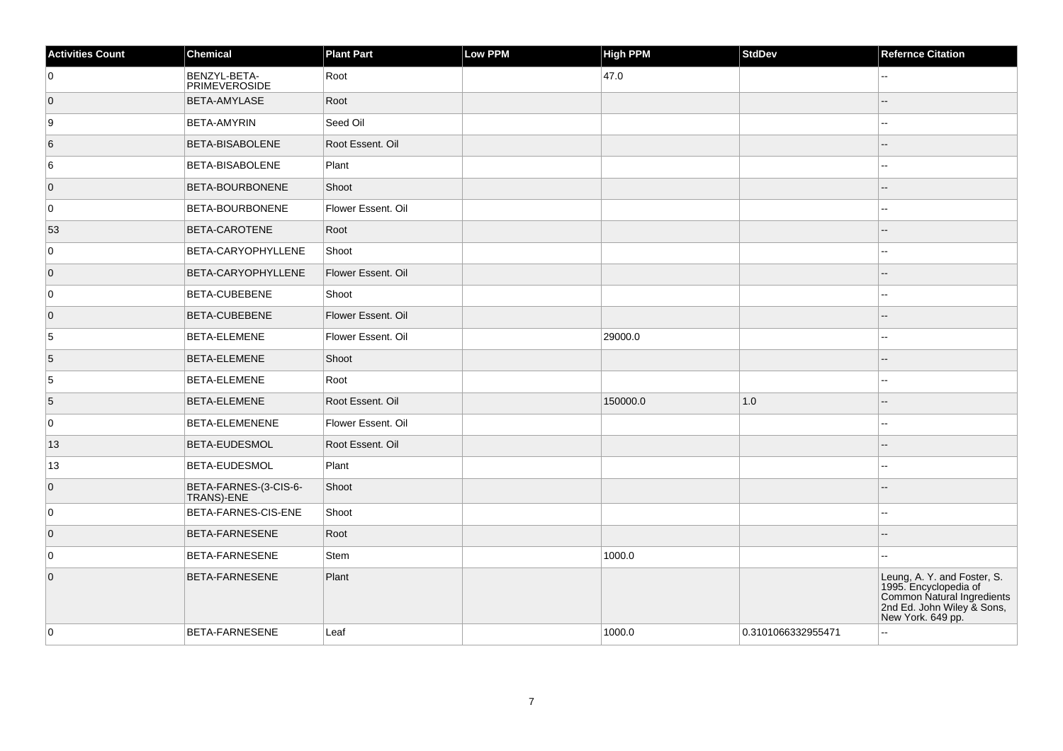| Activities Count | Chemical | Plant Part | Low PPM | High PPM | StdDev | Refernce Citation |
| --- | --- | --- | --- | --- | --- | --- |
| 0 | BENZYL-BETA-PRIMEVEROSIDE | Root | | 47.0 | | -- |
| 0 | BETA-AMYLASE | Root | | | | -- |
| 9 | BETA-AMYRIN | Seed Oil | | | | -- |
| 6 | BETA-BISABOLENE | Root Essent. Oil | | | | -- |
| 6 | BETA-BISABOLENE | Plant | | | | -- |
| 0 | BETA-BOURBONENE | Shoot | | | | -- |
| 0 | BETA-BOURBONENE | Flower Essent. Oil | | | | -- |
| 53 | BETA-CAROTENE | Root | | | | -- |
| 0 | BETA-CARYOPHYLLENE | Shoot | | | | -- |
| 0 | BETA-CARYOPHYLLENE | Flower Essent. Oil | | | | -- |
| 0 | BETA-CUBEBENE | Shoot | | | | -- |
| 0 | BETA-CUBEBENE | Flower Essent. Oil | | | | -- |
| 5 | BETA-ELEMENE | Flower Essent. Oil | | 29000.0 | | -- |
| 5 | BETA-ELEMENE | Shoot | | | | -- |
| 5 | BETA-ELEMENE | Root | | | | -- |
| 5 | BETA-ELEMENE | Root Essent. Oil | | 150000.0 | 1.0 | -- |
| 0 | BETA-ELEMENENE | Flower Essent. Oil | | | | -- |
| 13 | BETA-EUDESMOL | Root Essent. Oil | | | | -- |
| 13 | BETA-EUDESMOL | Plant | | | | -- |
| 0 | BETA-FARNES-(3-CIS-6-TRANS)-ENE | Shoot | | | | -- |
| 0 | BETA-FARNES-CIS-ENE | Shoot | | | | -- |
| 0 | BETA-FARNESENE | Root | | | | -- |
| 0 | BETA-FARNESENE | Stem | | 1000.0 | | -- |
| 0 | BETA-FARNESENE | Plant | | | | Leung, A. Y. and Foster, S. 1995. Encyclopedia of Common Natural Ingredients 2nd Ed. John Wiley & Sons, New York. 649 pp. |
| 0 | BETA-FARNESENE | Leaf | | 1000.0 | 0.3101066332955471 | -- |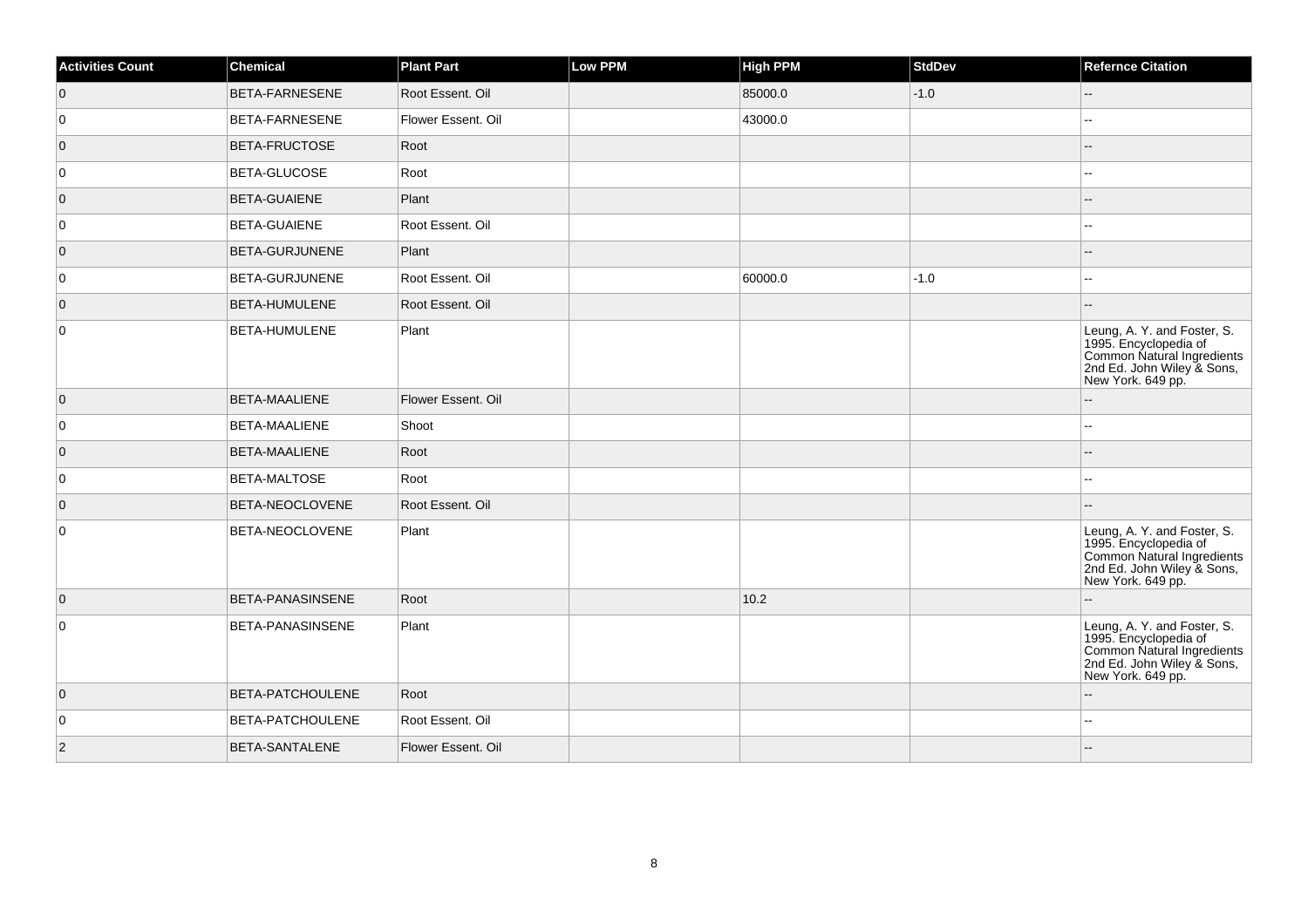| Activities Count | Chemical | Plant Part | Low PPM | High PPM | StdDev | Refernce Citation |
| --- | --- | --- | --- | --- | --- | --- |
| 0 | BETA-FARNESENE | Root Essent. Oil | | 85000.0 | -1.0 | -- |
| 0 | BETA-FARNESENE | Flower Essent. Oil | | 43000.0 | | -- |
| 0 | BETA-FRUCTOSE | Root | | | | -- |
| 0 | BETA-GLUCOSE | Root | | | | -- |
| 0 | BETA-GUAIENE | Plant | | | | -- |
| 0 | BETA-GUAIENE | Root Essent. Oil | | | | -- |
| 0 | BETA-GURJUNENE | Plant | | | | -- |
| 0 | BETA-GURJUNENE | Root Essent. Oil | | 60000.0 | -1.0 | -- |
| 0 | BETA-HUMULENE | Root Essent. Oil | | | | -- |
| 0 | BETA-HUMULENE | Plant | | | | Leung, A. Y. and Foster, S. 1995. Encyclopedia of Common Natural Ingredients 2nd Ed. John Wiley & Sons, New York. 649 pp. |
| 0 | BETA-MAALIENE | Flower Essent. Oil | | | | -- |
| 0 | BETA-MAALIENE | Shoot | | | | -- |
| 0 | BETA-MAALIENE | Root | | | | -- |
| 0 | BETA-MALTOSE | Root | | | | -- |
| 0 | BETA-NEOCLOVENE | Root Essent. Oil | | | | -- |
| 0 | BETA-NEOCLOVENE | Plant | | | | Leung, A. Y. and Foster, S. 1995. Encyclopedia of Common Natural Ingredients 2nd Ed. John Wiley & Sons, New York. 649 pp. |
| 0 | BETA-PANASINSENE | Root | | 10.2 | | -- |
| 0 | BETA-PANASINSENE | Plant | | | | Leung, A. Y. and Foster, S. 1995. Encyclopedia of Common Natural Ingredients 2nd Ed. John Wiley & Sons, New York. 649 pp. |
| 0 | BETA-PATCHOULENE | Root | | | | -- |
| 0 | BETA-PATCHOULENE | Root Essent. Oil | | | | -- |
| 2 | BETA-SANTALENE | Flower Essent. Oil | | | | -- |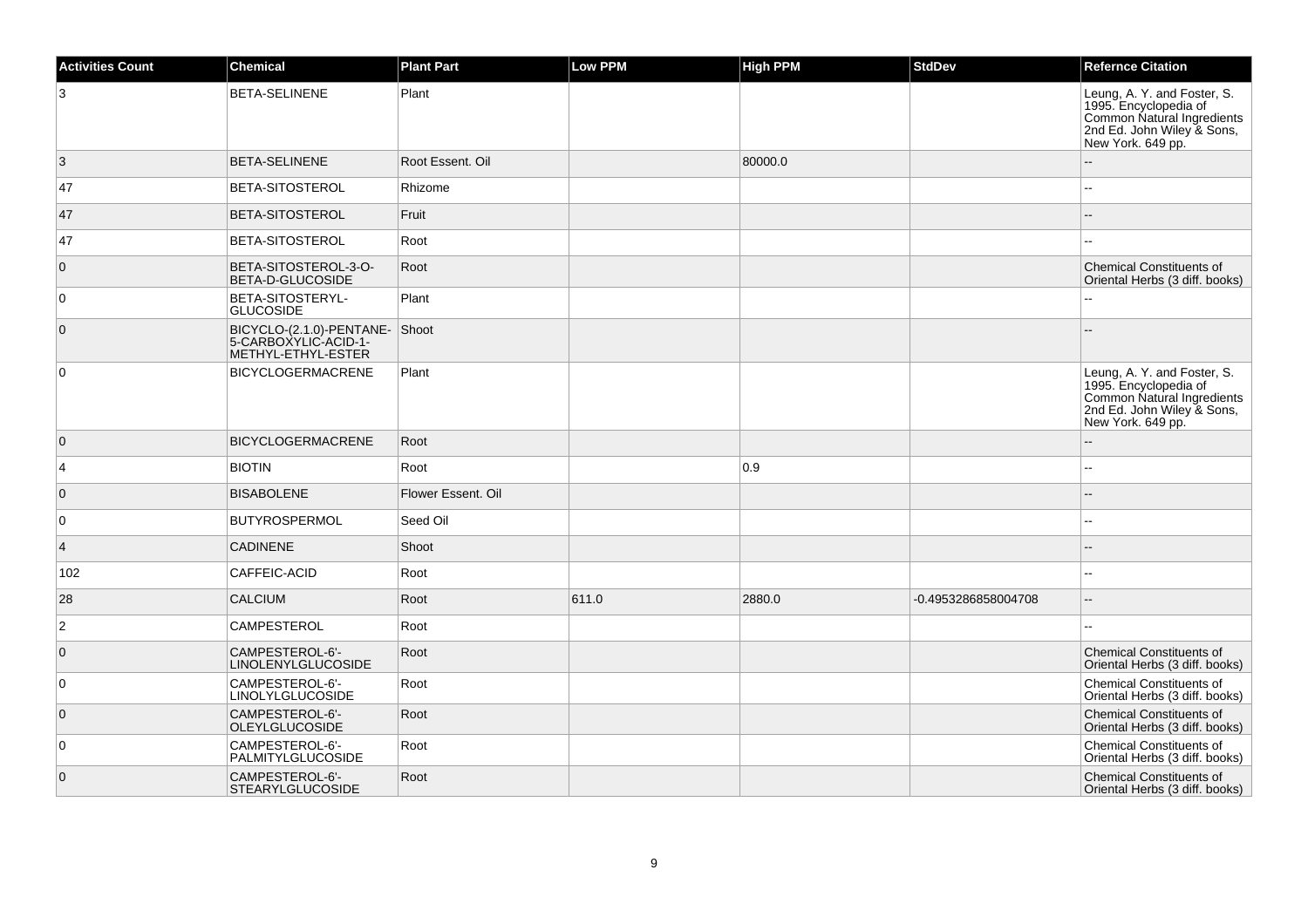| Activities Count | Chemical | Plant Part | Low PPM | High PPM | StdDev | Refernce Citation |
|---|---|---|---|---|---|---|
| 3 | BETA-SELINENE | Plant | | | | Leung, A. Y. and Foster, S. 1995. Encyclopedia of Common Natural Ingredients 2nd Ed. John Wiley & Sons, New York. 649 pp. |
| 3 | BETA-SELINENE | Root Essent. Oil | | 80000.0 | | -- |
| 47 | BETA-SITOSTEROL | Rhizome | | | | -- |
| 47 | BETA-SITOSTEROL | Fruit | | | | -- |
| 47 | BETA-SITOSTEROL | Root | | | | -- |
| 0 | BETA-SITOSTEROL-3-O-BETA-D-GLUCOSIDE | Root | | | | Chemical Constituents of Oriental Herbs (3 diff. books) |
| 0 | BETA-SITOSTERYL-GLUCOSIDE | Plant | | | | -- |
| 0 | BICYCLO-(2.1.0)-PENTANE-5-CARBOXYLIC-ACID-1-METHYL-ETHYL-ESTER | Shoot | | | | -- |
| 0 | BICYCLOGERMACRENE | Plant | | | | Leung, A. Y. and Foster, S. 1995. Encyclopedia of Common Natural Ingredients 2nd Ed. John Wiley & Sons, New York. 649 pp. |
| 0 | BICYCLOGERMACRENE | Root | | | | -- |
| 4 | BIOTIN | Root | | 0.9 | | -- |
| 0 | BISABOLENE | Flower Essent. Oil | | | | -- |
| 0 | BUTYROSPERMOL | Seed Oil | | | | -- |
| 4 | CADINENE | Shoot | | | | -- |
| 102 | CAFFEIC-ACID | Root | | | | -- |
| 28 | CALCIUM | Root | 611.0 | 2880.0 | -0.4953286858004708 | -- |
| 2 | CAMPESTEROL | Root | | | | -- |
| 0 | CAMPESTEROL-6'-LINOLENYLGLUCOSIDE | Root | | | | Chemical Constituents of Oriental Herbs (3 diff. books) |
| 0 | CAMPESTEROL-6'-LINOLYLGLUCOSIDE | Root | | | | Chemical Constituents of Oriental Herbs (3 diff. books) |
| 0 | CAMPESTEROL-6'-OLEYLGLUCOSIDE | Root | | | | Chemical Constituents of Oriental Herbs (3 diff. books) |
| 0 | CAMPESTEROL-6'-PALMITYLGLUCOSIDE | Root | | | | Chemical Constituents of Oriental Herbs (3 diff. books) |
| 0 | CAMPESTEROL-6'-STEARYLGLUCOSIDE | Root | | | | Chemical Constituents of Oriental Herbs (3 diff. books) |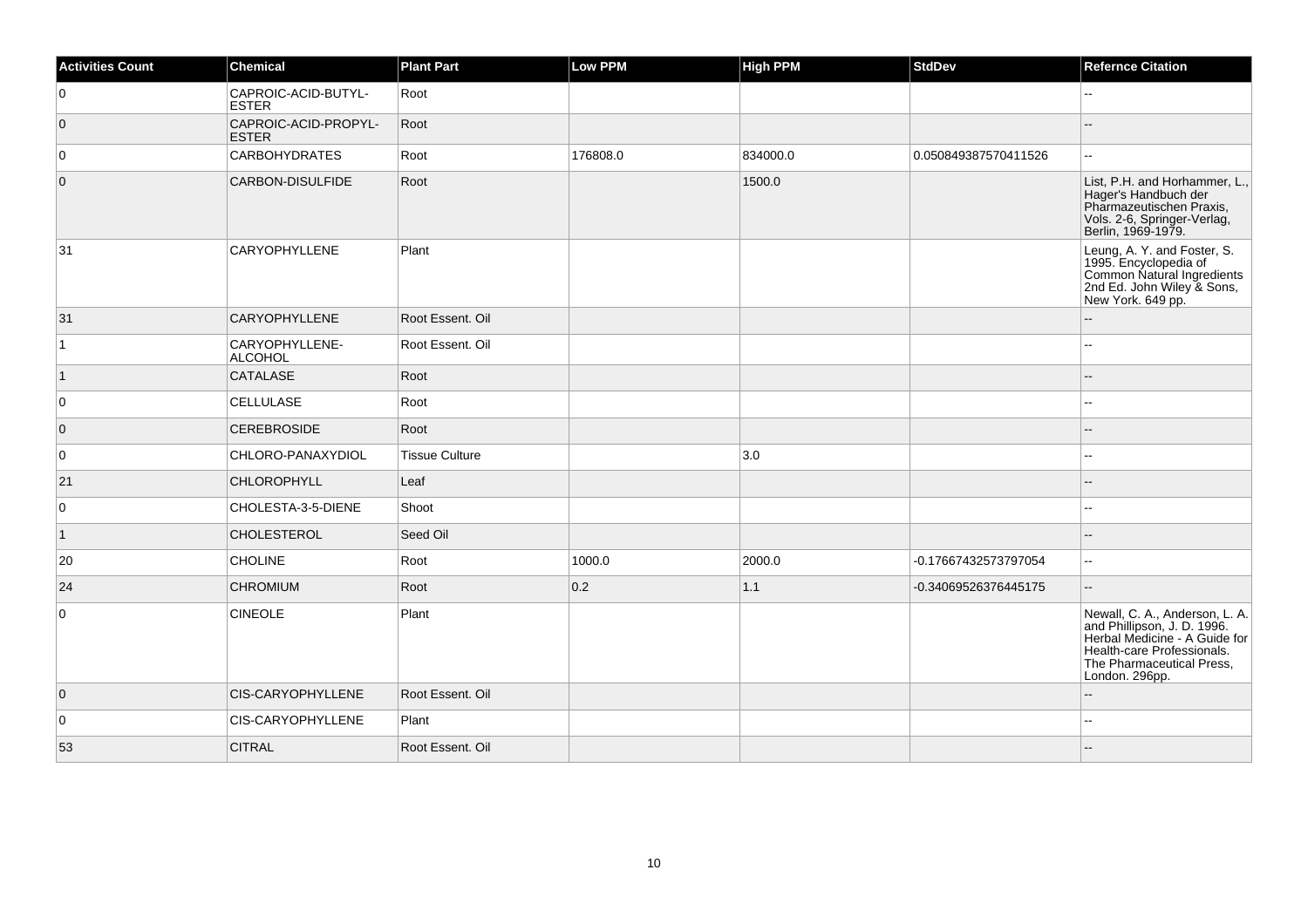| Activities Count | Chemical | Plant Part | Low PPM | High PPM | StdDev | Refernce Citation |
|---|---|---|---|---|---|---|
| 0 | CAPROIC-ACID-BUTYL-ESTER | Root | | | | -- |
| 0 | CAPROIC-ACID-PROPYL-ESTER | Root | | | | -- |
| 0 | CARBOHYDRATES | Root | 176808.0 | 834000.0 | 0.050849387570411526 | -- |
| 0 | CARBON-DISULFIDE | Root | | 1500.0 | | List, P.H. and Horhammer, L., Hager's Handbuch der Pharmazeutischen Praxis, Vols. 2-6, Springer-Verlag, Berlin, 1969-1979. |
| 31 | CARYOPHYLLENE | Plant | | | | Leung, A. Y. and Foster, S. 1995. Encyclopedia of Common Natural Ingredients 2nd Ed. John Wiley & Sons, New York. 649 pp. |
| 31 | CARYOPHYLLENE | Root Essent. Oil | | | | -- |
| 1 | CARYOPHYLLENE-ALCOHOL | Root Essent. Oil | | | | -- |
| 1 | CATALASE | Root | | | | -- |
| 0 | CELLULASE | Root | | | | -- |
| 0 | CEREBROSIDE | Root | | | | -- |
| 0 | CHLORO-PANAXYDIOL | Tissue Culture | | 3.0 | | -- |
| 21 | CHLOROPHYLL | Leaf | | | | -- |
| 0 | CHOLESTA-3-5-DIENE | Shoot | | | | -- |
| 1 | CHOLESTEROL | Seed Oil | | | | -- |
| 20 | CHOLINE | Root | 1000.0 | 2000.0 | -0.17667432573797054 | -- |
| 24 | CHROMIUM | Root | 0.2 | 1.1 | -0.34069526376445175 | -- |
| 0 | CINEOLE | Plant | | | | Newall, C. A., Anderson, L. A. and Phillipson, J. D. 1996. Herbal Medicine - A Guide for Health-care Professionals. The Pharmaceutical Press, London. 296pp. |
| 0 | CIS-CARYOPHYLLENE | Root Essent. Oil | | | | -- |
| 0 | CIS-CARYOPHYLLENE | Plant | | | | -- |
| 53 | CITRAL | Root Essent. Oil | | | | -- |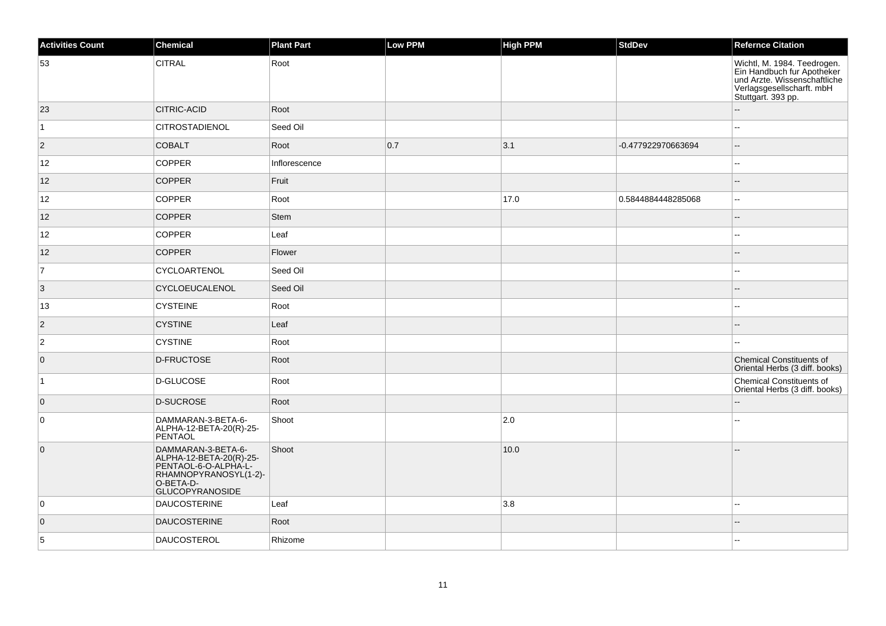| Activities Count | Chemical | Plant Part | Low PPM | High PPM | StdDev | Refernce Citation |
| --- | --- | --- | --- | --- | --- | --- |
| 53 | CITRAL | Root | | | | Wichtl, M. 1984. Teedrogen. Ein Handbuch fur Apotheker und Arzte. Wissenschaftliche Verlagsgesellscharft. mbH Stuttgart. 393 pp. |
| 23 | CITRIC-ACID | Root | | | | -- |
| 1 | CITROSTADIENOL | Seed Oil | | | | -- |
| 2 | COBALT | Root | 0.7 | 3.1 | -0.477922970663694 | -- |
| 12 | COPPER | Inflorescence | | | | -- |
| 12 | COPPER | Fruit | | | | -- |
| 12 | COPPER | Root | | 17.0 | 0.5844884448285068 | -- |
| 12 | COPPER | Stem | | | | -- |
| 12 | COPPER | Leaf | | | | -- |
| 12 | COPPER | Flower | | | | -- |
| 7 | CYCLOARTENOL | Seed Oil | | | | -- |
| 3 | CYCLOEUCALENOL | Seed Oil | | | | -- |
| 13 | CYSTEINE | Root | | | | -- |
| 2 | CYSTINE | Leaf | | | | -- |
| 2 | CYSTINE | Root | | | | -- |
| 0 | D-FRUCTOSE | Root | | | | Chemical Constituents of Oriental Herbs (3 diff. books) |
| 1 | D-GLUCOSE | Root | | | | Chemical Constituents of Oriental Herbs (3 diff. books) |
| 0 | D-SUCROSE | Root | | | | -- |
| 0 | DAMMARAN-3-BETA-6-ALPHA-12-BETA-20(R)-25-PENTAOL | Shoot | | 2.0 | | -- |
| 0 | DAMMARAN-3-BETA-6-ALPHA-12-BETA-20(R)-25-PENTAOL-6-O-ALPHA-L-RHAMNOPYRANOSYL(1-2)-O-BETA-D-GLUCOPYRANOSIDE | Shoot | | 10.0 | | -- |
| 0 | DAUCOSTERINE | Leaf | | 3.8 | | -- |
| 0 | DAUCOSTERINE | Root | | | | -- |
| 5 | DAUCOSTEROL | Rhizome | | | | -- |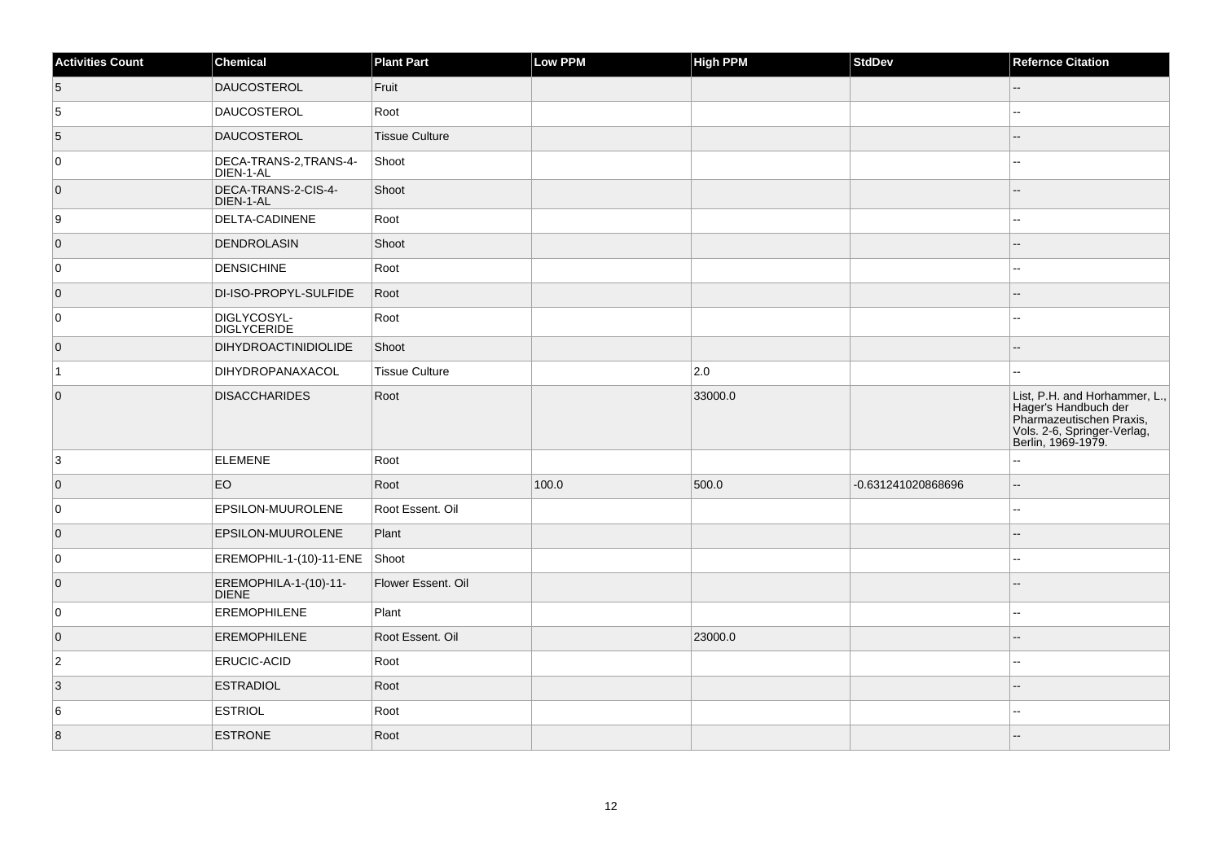| Activities Count | Chemical | Plant Part | Low PPM | High PPM | StdDev | Refernce Citation |
| --- | --- | --- | --- | --- | --- | --- |
| 5 | DAUCOSTEROL | Fruit | | | | -- |
| 5 | DAUCOSTEROL | Root | | | | -- |
| 5 | DAUCOSTEROL | Tissue Culture | | | | -- |
| 0 | DECA-TRANS-2,TRANS-4-DIEN-1-AL | Shoot | | | | -- |
| 0 | DECA-TRANS-2-CIS-4-DIEN-1-AL | Shoot | | | | -- |
| 9 | DELTA-CADINENE | Root | | | | -- |
| 0 | DENDROLASIN | Shoot | | | | -- |
| 0 | DENSICHINE | Root | | | | -- |
| 0 | DI-ISO-PROPYL-SULFIDE | Root | | | | -- |
| 0 | DIGLYCOSYL-DIGLYCERIDE | Root | | | | -- |
| 0 | DIHYDROACTINIDIOLIDE | Shoot | | | | -- |
| 1 | DIHYDROPANAXACOL | Tissue Culture | | 2.0 | | -- |
| 0 | DISACCHARIDES | Root | | 33000.0 | | List, P.H. and Horhammer, L., Hager's Handbuch der Pharmazeutischen Praxis, Vols. 2-6, Springer-Verlag, Berlin, 1969-1979. |
| 3 | ELEMENE | Root | | | | -- |
| 0 | EO | Root | 100.0 | 500.0 | -0.631241020868696 | -- |
| 0 | EPSILON-MUUROLENE | Root Essent. Oil | | | | -- |
| 0 | EPSILON-MUUROLENE | Plant | | | | -- |
| 0 | EREMOPHIL-1-(10)-11-ENE | Shoot | | | | -- |
| 0 | EREMOPHILA-1-(10)-11-DIENE | Flower Essent. Oil | | | | -- |
| 0 | EREMOPHILENE | Plant | | | | -- |
| 0 | EREMOPHILENE | Root Essent. Oil | | 23000.0 | | -- |
| 2 | ERUCIC-ACID | Root | | | | -- |
| 3 | ESTRADIOL | Root | | | | -- |
| 6 | ESTRIOL | Root | | | | -- |
| 8 | ESTRONE | Root | | | | -- |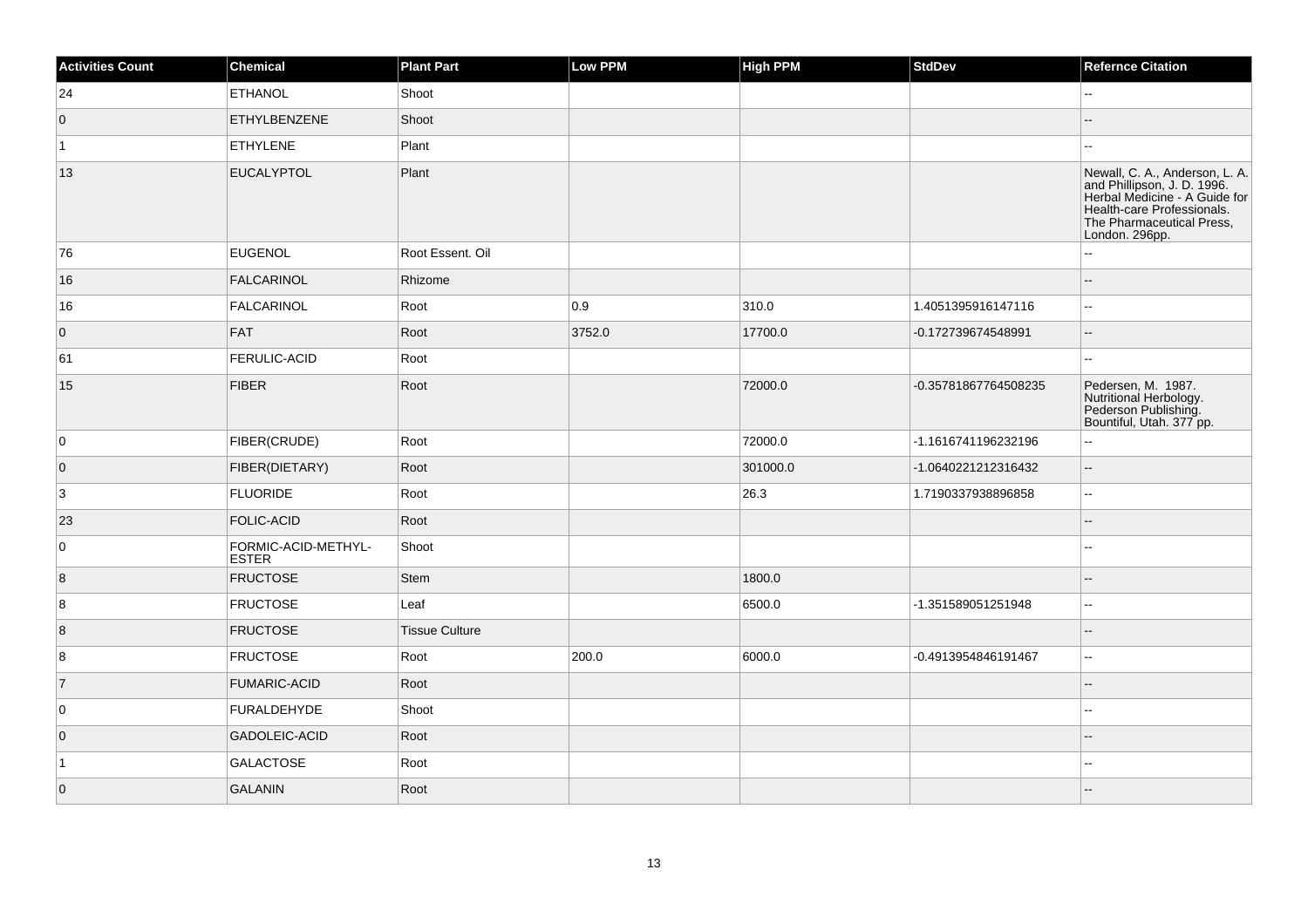| Activities Count | Chemical | Plant Part | Low PPM | High PPM | StdDev | Refernce Citation |
|---|---|---|---|---|---|---|
| 24 | ETHANOL | Shoot | | | | -- |
| 0 | ETHYLBENZENE | Shoot | | | | -- |
| 1 | ETHYLENE | Plant | | | | -- |
| 13 | EUCALYPTOL | Plant | | | | Newall, C. A., Anderson, L. A. and Phillipson, J. D. 1996. Herbal Medicine - A Guide for Health-care Professionals. The Pharmaceutical Press, London. 296pp. |
| 76 | EUGENOL | Root Essent. Oil | | | | -- |
| 16 | FALCARINOL | Rhizome | | | | -- |
| 16 | FALCARINOL | Root | 0.9 | 310.0 | 1.4051395916147116 | -- |
| 0 | FAT | Root | 3752.0 | 17700.0 | -0.172739674548991 | -- |
| 61 | FERULIC-ACID | Root | | | | -- |
| 15 | FIBER | Root | | 72000.0 | -0.35781867764508235 | Pedersen, M. 1987. Nutritional Herbology. Pederson Publishing. Bountiful, Utah. 377 pp. |
| 0 | FIBER(CRUDE) | Root | | 72000.0 | -1.1616741196232196 | -- |
| 0 | FIBER(DIETARY) | Root | | 301000.0 | -1.0640221212316432 | -- |
| 3 | FLUORIDE | Root | | 26.3 | 1.7190337938896858 | -- |
| 23 | FOLIC-ACID | Root | | | | -- |
| 0 | FORMIC-ACID-METHYL-ESTER | Shoot | | | | -- |
| 8 | FRUCTOSE | Stem | | 1800.0 | | -- |
| 8 | FRUCTOSE | Leaf | | 6500.0 | -1.351589051251948 | -- |
| 8 | FRUCTOSE | Tissue Culture | | | | -- |
| 8 | FRUCTOSE | Root | 200.0 | 6000.0 | -0.4913954846191467 | -- |
| 7 | FUMARIC-ACID | Root | | | | -- |
| 0 | FURALDEHYDE | Shoot | | | | -- |
| 0 | GADOLEIC-ACID | Root | | | | -- |
| 1 | GALACTOSE | Root | | | | -- |
| 0 | GALANIN | Root | | | | -- |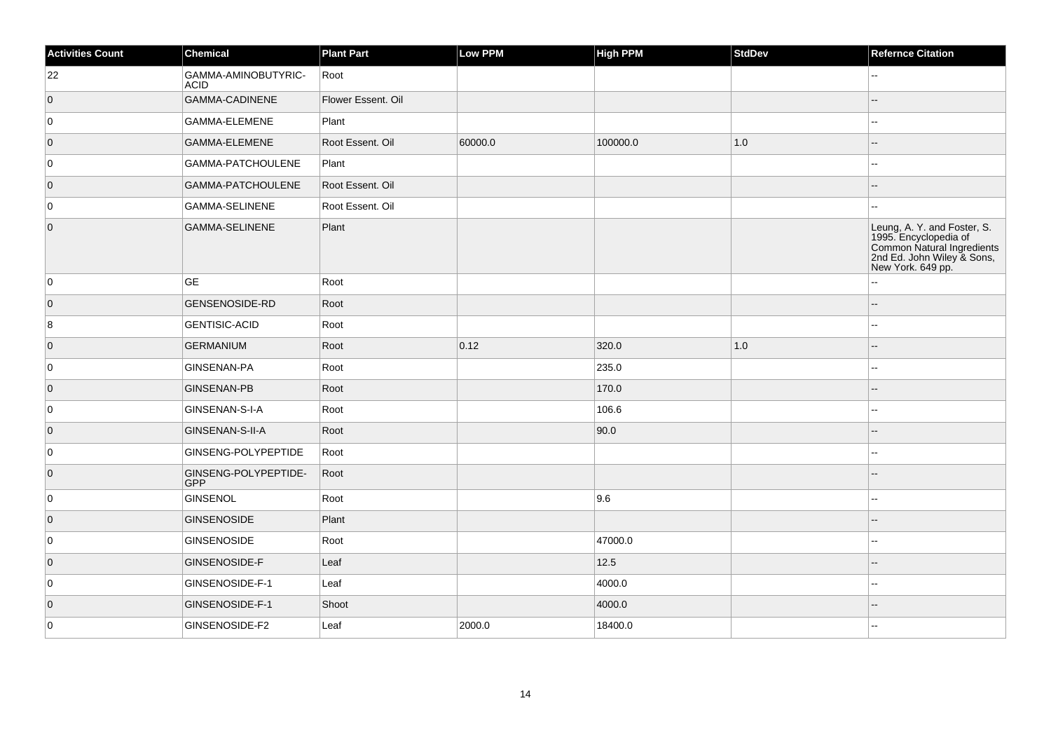| Activities Count | Chemical | Plant Part | Low PPM | High PPM | StdDev | Refernce Citation |
|---|---|---|---|---|---|---|
| 22 | GAMMA-AMINOBUTYRIC-ACID | Root | | | | -- |
| 0 | GAMMA-CADINENE | Flower Essent. Oil | | | | -- |
| 0 | GAMMA-ELEMENE | Plant | | | | -- |
| 0 | GAMMA-ELEMENE | Root Essent. Oil | 60000.0 | 100000.0 | 1.0 | -- |
| 0 | GAMMA-PATCHOULENE | Plant | | | | -- |
| 0 | GAMMA-PATCHOULENE | Root Essent. Oil | | | | -- |
| 0 | GAMMA-SELINENE | Root Essent. Oil | | | | -- |
| 0 | GAMMA-SELINENE | Plant | | | | Leung, A. Y. and Foster, S. 1995. Encyclopedia of Common Natural Ingredients 2nd Ed. John Wiley & Sons, New York. 649 pp. |
| 0 | GE | Root | | | | -- |
| 0 | GENSENOSIDE-RD | Root | | | | -- |
| 8 | GENTISIC-ACID | Root | | | | -- |
| 0 | GERMANIUM | Root | 0.12 | 320.0 | 1.0 | -- |
| 0 | GINSENAN-PA | Root | | 235.0 | | -- |
| 0 | GINSENAN-PB | Root | | 170.0 | | -- |
| 0 | GINSENAN-S-I-A | Root | | 106.6 | | -- |
| 0 | GINSENAN-S-II-A | Root | | 90.0 | | -- |
| 0 | GINSENG-POLYPEPTIDE | Root | | | | -- |
| 0 | GINSENG-POLYPEPTIDE-GPP | Root | | | | -- |
| 0 | GINSENOL | Root | | 9.6 | | -- |
| 0 | GINSENOSIDE | Plant | | | | -- |
| 0 | GINSENOSIDE | Root | | 47000.0 | | -- |
| 0 | GINSENOSIDE-F | Leaf | | 12.5 | | -- |
| 0 | GINSENOSIDE-F-1 | Leaf | | 4000.0 | | -- |
| 0 | GINSENOSIDE-F-1 | Shoot | | 4000.0 | | -- |
| 0 | GINSENOSIDE-F2 | Leaf | 2000.0 | 18400.0 | | -- |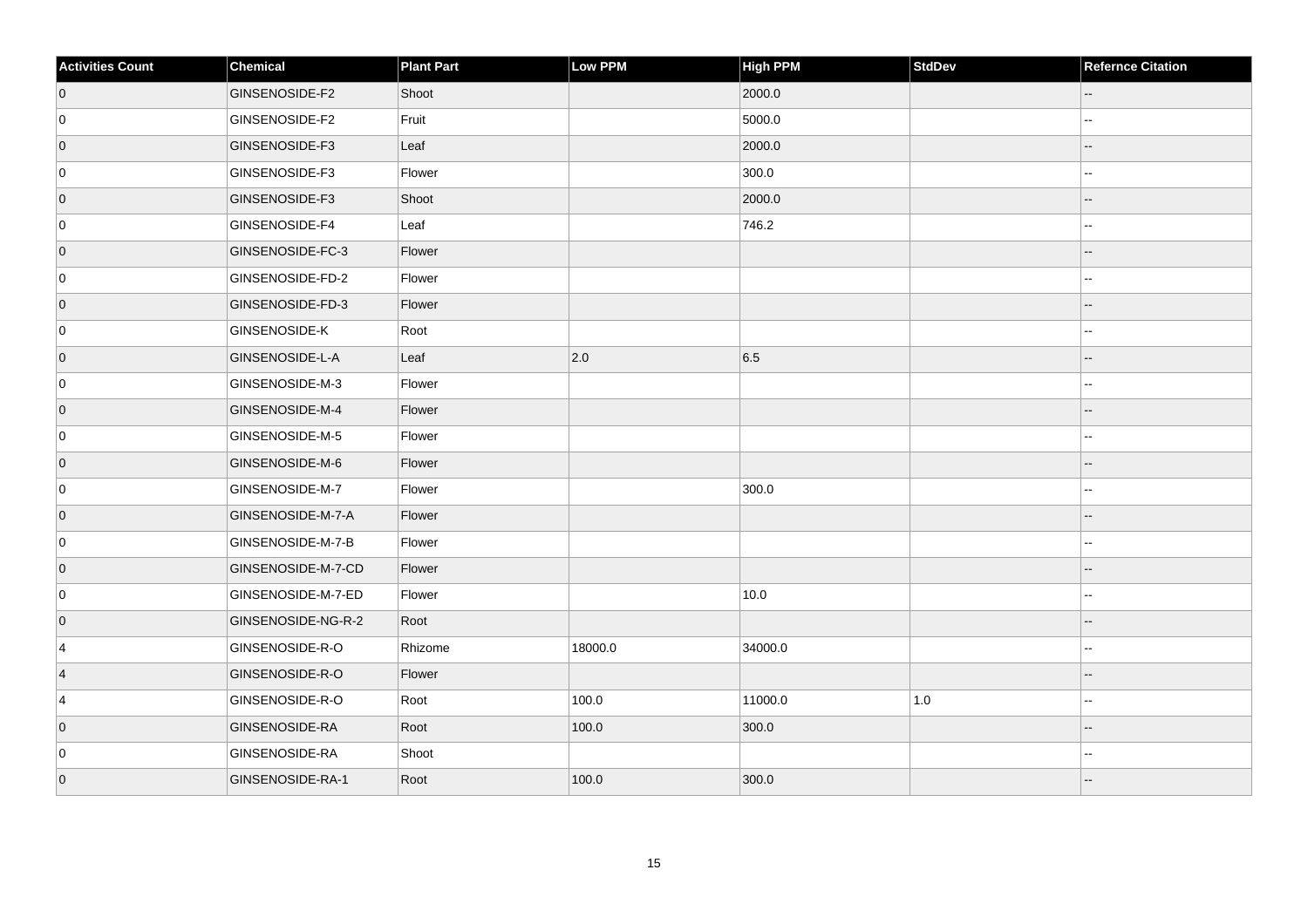| Activities Count | Chemical | Plant Part | Low PPM | High PPM | StdDev | Refernce Citation |
|---|---|---|---|---|---|---|
| 0 | GINSENOSIDE-F2 | Shoot | | 2000.0 | | -- |
| 0 | GINSENOSIDE-F2 | Fruit | | 5000.0 | | -- |
| 0 | GINSENOSIDE-F3 | Leaf | | 2000.0 | | -- |
| 0 | GINSENOSIDE-F3 | Flower | | 300.0 | | -- |
| 0 | GINSENOSIDE-F3 | Shoot | | 2000.0 | | -- |
| 0 | GINSENOSIDE-F4 | Leaf | | 746.2 | | -- |
| 0 | GINSENOSIDE-FC-3 | Flower | | | | -- |
| 0 | GINSENOSIDE-FD-2 | Flower | | | | -- |
| 0 | GINSENOSIDE-FD-3 | Flower | | | | -- |
| 0 | GINSENOSIDE-K | Root | | | | -- |
| 0 | GINSENOSIDE-L-A | Leaf | 2.0 | 6.5 | | -- |
| 0 | GINSENOSIDE-M-3 | Flower | | | | -- |
| 0 | GINSENOSIDE-M-4 | Flower | | | | -- |
| 0 | GINSENOSIDE-M-5 | Flower | | | | -- |
| 0 | GINSENOSIDE-M-6 | Flower | | | | -- |
| 0 | GINSENOSIDE-M-7 | Flower | | 300.0 | | -- |
| 0 | GINSENOSIDE-M-7-A | Flower | | | | -- |
| 0 | GINSENOSIDE-M-7-B | Flower | | | | -- |
| 0 | GINSENOSIDE-M-7-CD | Flower | | | | -- |
| 0 | GINSENOSIDE-M-7-ED | Flower | | 10.0 | | -- |
| 0 | GINSENOSIDE-NG-R-2 | Root | | | | -- |
| 4 | GINSENOSIDE-R-O | Rhizome | 18000.0 | 34000.0 | | -- |
| 4 | GINSENOSIDE-R-O | Flower | | | | -- |
| 4 | GINSENOSIDE-R-O | Root | 100.0 | 11000.0 | 1.0 | -- |
| 0 | GINSENOSIDE-RA | Root | 100.0 | 300.0 | | -- |
| 0 | GINSENOSIDE-RA | Shoot | | | | -- |
| 0 | GINSENOSIDE-RA-1 | Root | 100.0 | 300.0 | | -- |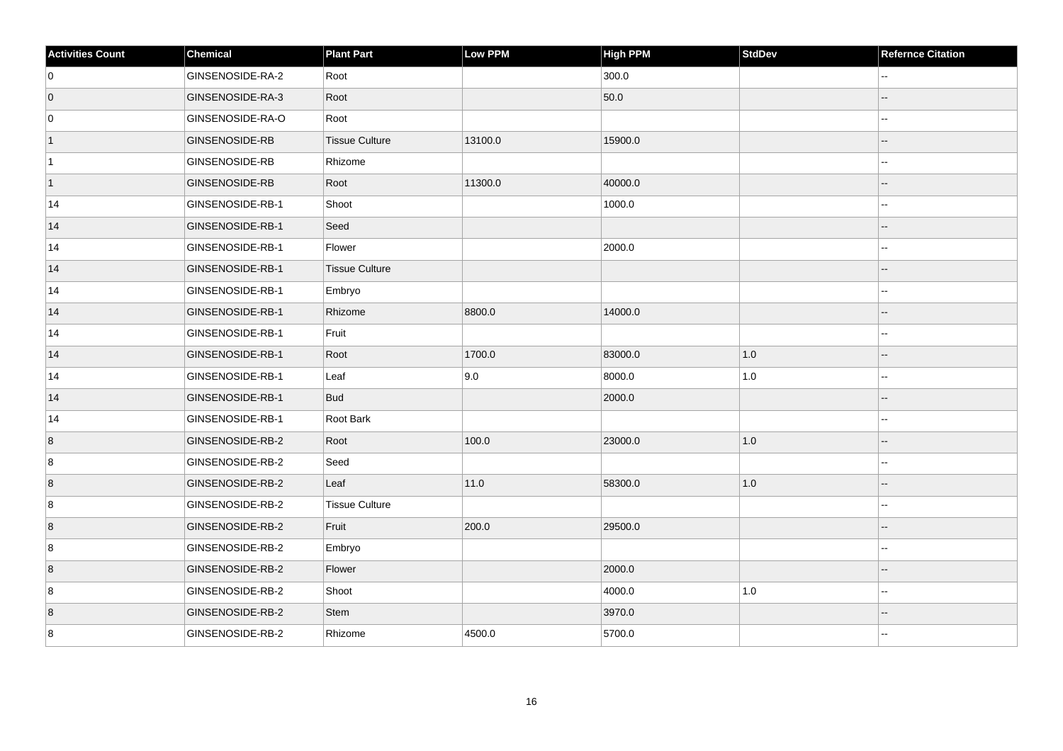| Activities Count | Chemical | Plant Part | Low PPM | High PPM | StdDev | Refernce Citation |
|---|---|---|---|---|---|---|
| 0 | GINSENOSIDE-RA-2 | Root | | 300.0 | | -- |
| 0 | GINSENOSIDE-RA-3 | Root | | 50.0 | | -- |
| 0 | GINSENOSIDE-RA-O | Root | | | | -- |
| 1 | GINSENOSIDE-RB | Tissue Culture | 13100.0 | 15900.0 | | -- |
| 1 | GINSENOSIDE-RB | Rhizome | | | | -- |
| 1 | GINSENOSIDE-RB | Root | 11300.0 | 40000.0 | | -- |
| 14 | GINSENOSIDE-RB-1 | Shoot | | 1000.0 | | -- |
| 14 | GINSENOSIDE-RB-1 | Seed | | | | -- |
| 14 | GINSENOSIDE-RB-1 | Flower | | 2000.0 | | -- |
| 14 | GINSENOSIDE-RB-1 | Tissue Culture | | | | -- |
| 14 | GINSENOSIDE-RB-1 | Embryo | | | | -- |
| 14 | GINSENOSIDE-RB-1 | Rhizome | 8800.0 | 14000.0 | | -- |
| 14 | GINSENOSIDE-RB-1 | Fruit | | | | -- |
| 14 | GINSENOSIDE-RB-1 | Root | 1700.0 | 83000.0 | 1.0 | -- |
| 14 | GINSENOSIDE-RB-1 | Leaf | 9.0 | 8000.0 | 1.0 | -- |
| 14 | GINSENOSIDE-RB-1 | Bud | | 2000.0 | | -- |
| 14 | GINSENOSIDE-RB-1 | Root Bark | | | | -- |
| 8 | GINSENOSIDE-RB-2 | Root | 100.0 | 23000.0 | 1.0 | -- |
| 8 | GINSENOSIDE-RB-2 | Seed | | | | -- |
| 8 | GINSENOSIDE-RB-2 | Leaf | 11.0 | 58300.0 | 1.0 | -- |
| 8 | GINSENOSIDE-RB-2 | Tissue Culture | | | | -- |
| 8 | GINSENOSIDE-RB-2 | Fruit | 200.0 | 29500.0 | | -- |
| 8 | GINSENOSIDE-RB-2 | Embryo | | | | -- |
| 8 | GINSENOSIDE-RB-2 | Flower | | 2000.0 | | -- |
| 8 | GINSENOSIDE-RB-2 | Shoot | | 4000.0 | 1.0 | -- |
| 8 | GINSENOSIDE-RB-2 | Stem | | 3970.0 | | -- |
| 8 | GINSENOSIDE-RB-2 | Rhizome | 4500.0 | 5700.0 | | -- |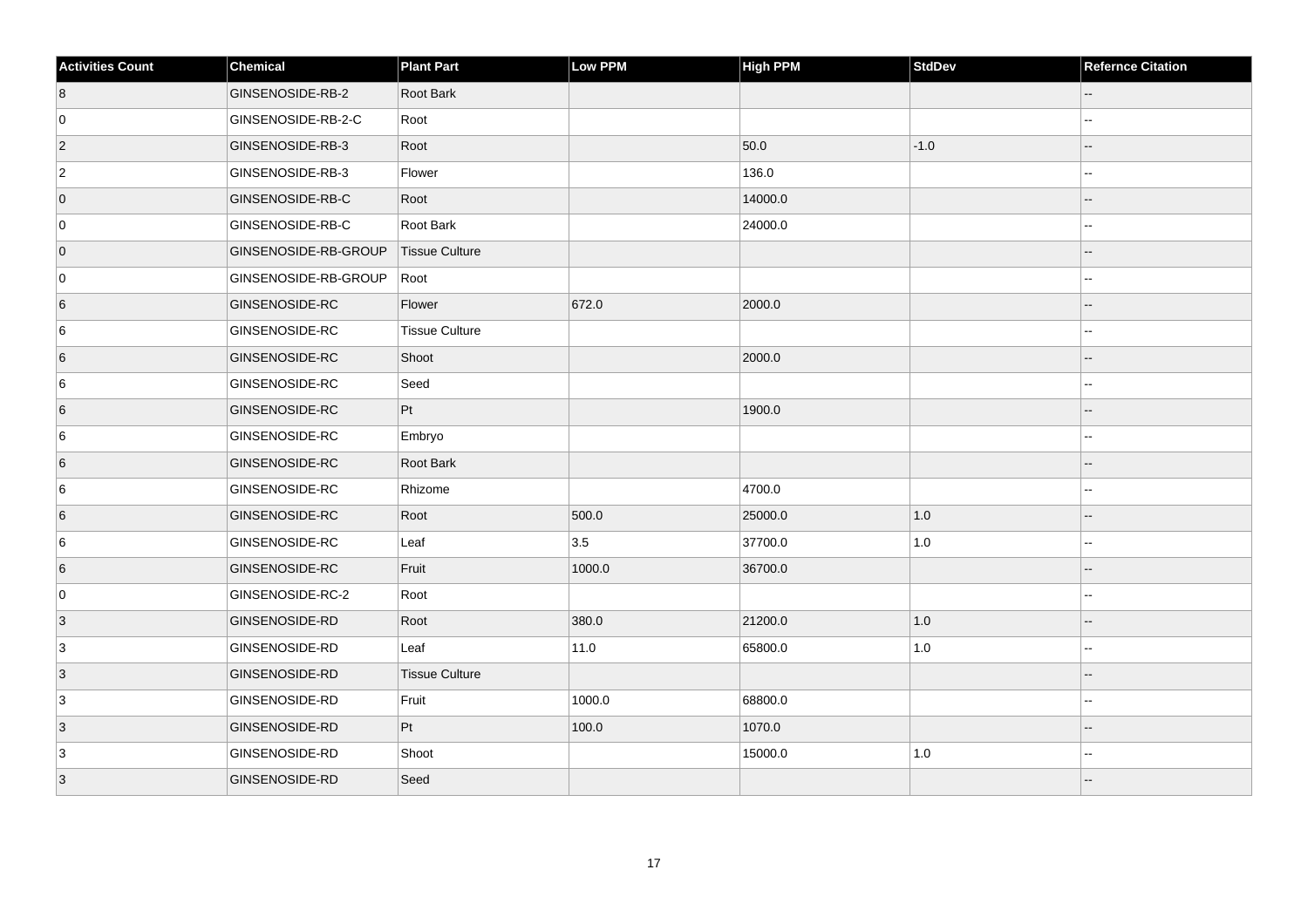| Activities Count | Chemical | Plant Part | Low PPM | High PPM | StdDev | Refernce Citation |
| --- | --- | --- | --- | --- | --- | --- |
| 8 | GINSENOSIDE-RB-2 | Root Bark | | | | -- |
| 0 | GINSENOSIDE-RB-2-C | Root | | | | -- |
| 2 | GINSENOSIDE-RB-3 | Root | | 50.0 | -1.0 | -- |
| 2 | GINSENOSIDE-RB-3 | Flower | | 136.0 | | -- |
| 0 | GINSENOSIDE-RB-C | Root | | 14000.0 | | -- |
| 0 | GINSENOSIDE-RB-C | Root Bark | | 24000.0 | | -- |
| 0 | GINSENOSIDE-RB-GROUP | Tissue Culture | | | | -- |
| 0 | GINSENOSIDE-RB-GROUP | Root | | | | -- |
| 6 | GINSENOSIDE-RC | Flower | 672.0 | 2000.0 | | -- |
| 6 | GINSENOSIDE-RC | Tissue Culture | | | | -- |
| 6 | GINSENOSIDE-RC | Shoot | | 2000.0 | | -- |
| 6 | GINSENOSIDE-RC | Seed | | | | -- |
| 6 | GINSENOSIDE-RC | Pt | | 1900.0 | | -- |
| 6 | GINSENOSIDE-RC | Embryo | | | | -- |
| 6 | GINSENOSIDE-RC | Root Bark | | | | -- |
| 6 | GINSENOSIDE-RC | Rhizome | | 4700.0 | | -- |
| 6 | GINSENOSIDE-RC | Root | 500.0 | 25000.0 | 1.0 | -- |
| 6 | GINSENOSIDE-RC | Leaf | 3.5 | 37700.0 | 1.0 | -- |
| 6 | GINSENOSIDE-RC | Fruit | 1000.0 | 36700.0 | | -- |
| 0 | GINSENOSIDE-RC-2 | Root | | | | -- |
| 3 | GINSENOSIDE-RD | Root | 380.0 | 21200.0 | 1.0 | -- |
| 3 | GINSENOSIDE-RD | Leaf | 11.0 | 65800.0 | 1.0 | -- |
| 3 | GINSENOSIDE-RD | Tissue Culture | | | | -- |
| 3 | GINSENOSIDE-RD | Fruit | 1000.0 | 68800.0 | | -- |
| 3 | GINSENOSIDE-RD | Pt | 100.0 | 1070.0 | | -- |
| 3 | GINSENOSIDE-RD | Shoot | | 15000.0 | 1.0 | -- |
| 3 | GINSENOSIDE-RD | Seed | | | | -- |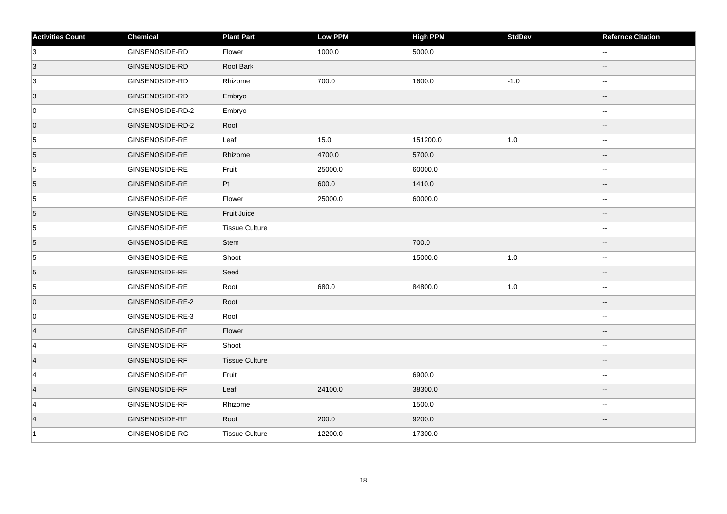| Activities Count | Chemical | Plant Part | Low PPM | High PPM | StdDev | Refernce Citation |
| --- | --- | --- | --- | --- | --- | --- |
| 3 | GINSENOSIDE-RD | Flower | 1000.0 | 5000.0 | | -- |
| 3 | GINSENOSIDE-RD | Root Bark | | | | -- |
| 3 | GINSENOSIDE-RD | Rhizome | 700.0 | 1600.0 | -1.0 | -- |
| 3 | GINSENOSIDE-RD | Embryo | | | | -- |
| 0 | GINSENOSIDE-RD-2 | Embryo | | | | -- |
| 0 | GINSENOSIDE-RD-2 | Root | | | | -- |
| 5 | GINSENOSIDE-RE | Leaf | 15.0 | 151200.0 | 1.0 | -- |
| 5 | GINSENOSIDE-RE | Rhizome | 4700.0 | 5700.0 | | -- |
| 5 | GINSENOSIDE-RE | Fruit | 25000.0 | 60000.0 | | -- |
| 5 | GINSENOSIDE-RE | Pt | 600.0 | 1410.0 | | -- |
| 5 | GINSENOSIDE-RE | Flower | 25000.0 | 60000.0 | | -- |
| 5 | GINSENOSIDE-RE | Fruit Juice | | | | -- |
| 5 | GINSENOSIDE-RE | Tissue Culture | | | | -- |
| 5 | GINSENOSIDE-RE | Stem | | 700.0 | | -- |
| 5 | GINSENOSIDE-RE | Shoot | | 15000.0 | 1.0 | -- |
| 5 | GINSENOSIDE-RE | Seed | | | | -- |
| 5 | GINSENOSIDE-RE | Root | 680.0 | 84800.0 | 1.0 | -- |
| 0 | GINSENOSIDE-RE-2 | Root | | | | -- |
| 0 | GINSENOSIDE-RE-3 | Root | | | | -- |
| 4 | GINSENOSIDE-RF | Flower | | | | -- |
| 4 | GINSENOSIDE-RF | Shoot | | | | -- |
| 4 | GINSENOSIDE-RF | Tissue Culture | | | | -- |
| 4 | GINSENOSIDE-RF | Fruit | | 6900.0 | | -- |
| 4 | GINSENOSIDE-RF | Leaf | 24100.0 | 38300.0 | | -- |
| 4 | GINSENOSIDE-RF | Rhizome | | 1500.0 | | -- |
| 4 | GINSENOSIDE-RF | Root | 200.0 | 9200.0 | | -- |
| 1 | GINSENOSIDE-RG | Tissue Culture | 12200.0 | 17300.0 | | -- |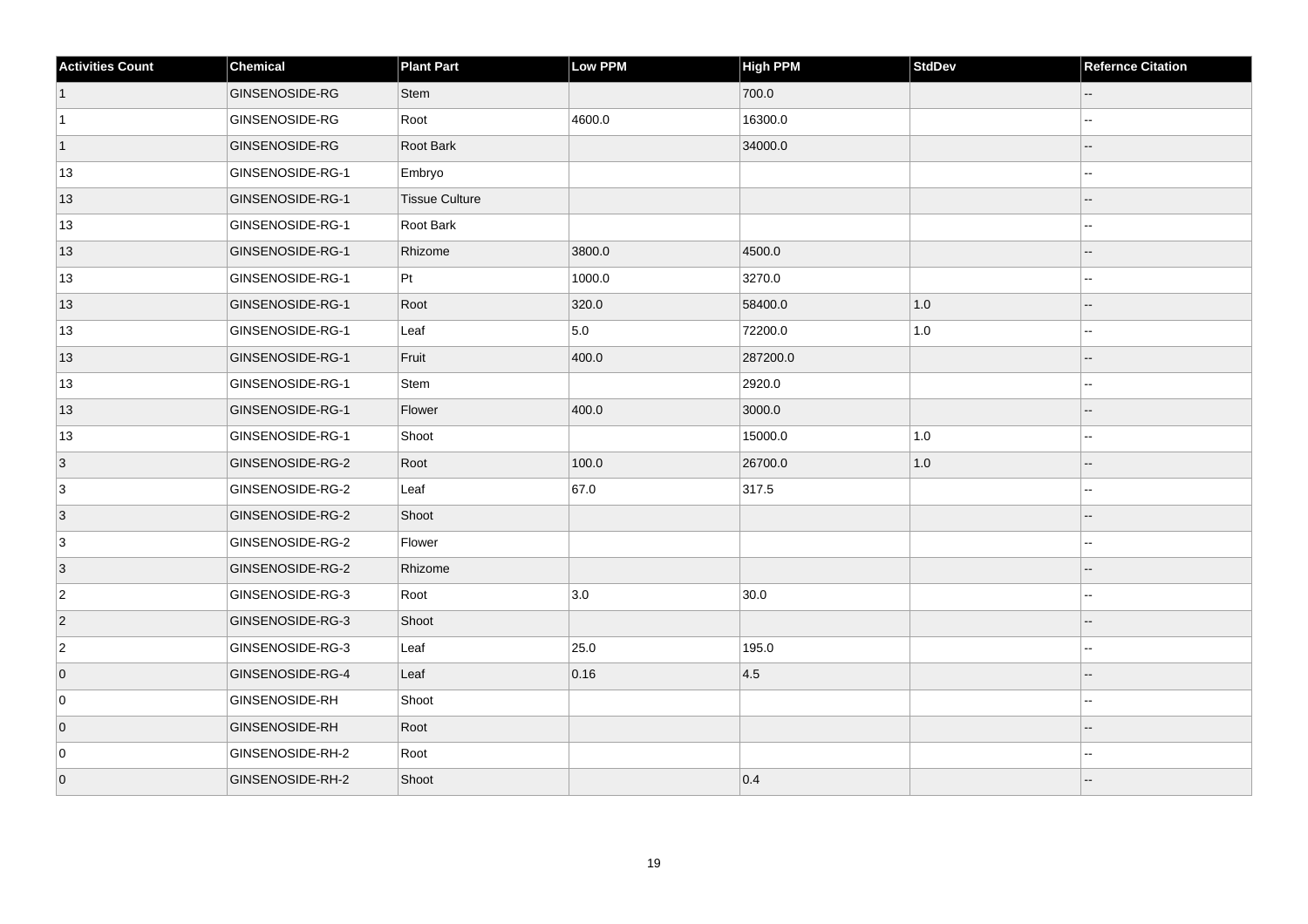| Activities Count | Chemical | Plant Part | Low PPM | High PPM | StdDev | Refernce Citation |
|---|---|---|---|---|---|---|
| 1 | GINSENOSIDE-RG | Stem | | 700.0 | | -- |
| 1 | GINSENOSIDE-RG | Root | 4600.0 | 16300.0 | | -- |
| 1 | GINSENOSIDE-RG | Root Bark | | 34000.0 | | -- |
| 13 | GINSENOSIDE-RG-1 | Embryo | | | | -- |
| 13 | GINSENOSIDE-RG-1 | Tissue Culture | | | | -- |
| 13 | GINSENOSIDE-RG-1 | Root Bark | | | | -- |
| 13 | GINSENOSIDE-RG-1 | Rhizome | 3800.0 | 4500.0 | | -- |
| 13 | GINSENOSIDE-RG-1 | Pt | 1000.0 | 3270.0 | | -- |
| 13 | GINSENOSIDE-RG-1 | Root | 320.0 | 58400.0 | 1.0 | -- |
| 13 | GINSENOSIDE-RG-1 | Leaf | 5.0 | 72200.0 | 1.0 | -- |
| 13 | GINSENOSIDE-RG-1 | Fruit | 400.0 | 287200.0 | | -- |
| 13 | GINSENOSIDE-RG-1 | Stem | | 2920.0 | | -- |
| 13 | GINSENOSIDE-RG-1 | Flower | 400.0 | 3000.0 | | -- |
| 13 | GINSENOSIDE-RG-1 | Shoot | | 15000.0 | 1.0 | -- |
| 3 | GINSENOSIDE-RG-2 | Root | 100.0 | 26700.0 | 1.0 | -- |
| 3 | GINSENOSIDE-RG-2 | Leaf | 67.0 | 317.5 | | -- |
| 3 | GINSENOSIDE-RG-2 | Shoot | | | | -- |
| 3 | GINSENOSIDE-RG-2 | Flower | | | | -- |
| 3 | GINSENOSIDE-RG-2 | Rhizome | | | | -- |
| 2 | GINSENOSIDE-RG-3 | Root | 3.0 | 30.0 | | -- |
| 2 | GINSENOSIDE-RG-3 | Shoot | | | | -- |
| 2 | GINSENOSIDE-RG-3 | Leaf | 25.0 | 195.0 | | -- |
| 0 | GINSENOSIDE-RG-4 | Leaf | 0.16 | 4.5 | | -- |
| 0 | GINSENOSIDE-RH | Shoot | | | | -- |
| 0 | GINSENOSIDE-RH | Root | | | | -- |
| 0 | GINSENOSIDE-RH-2 | Root | | | | -- |
| 0 | GINSENOSIDE-RH-2 | Shoot | | 0.4 | | -- |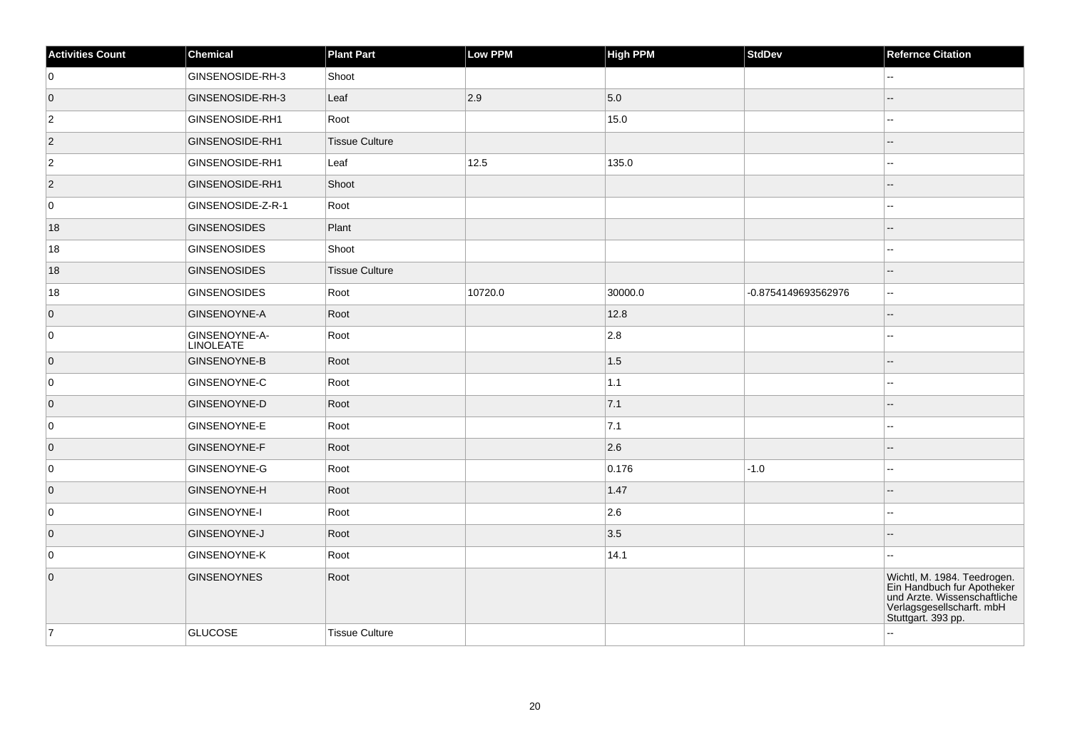| Activities Count | Chemical | Plant Part | Low PPM | High PPM | StdDev | Refernce Citation |
|---|---|---|---|---|---|---|
| 0 | GINSENOSIDE-RH-3 | Shoot | | | | -- |
| 0 | GINSENOSIDE-RH-3 | Leaf | 2.9 | 5.0 | | -- |
| 2 | GINSENOSIDE-RH1 | Root | | 15.0 | | -- |
| 2 | GINSENOSIDE-RH1 | Tissue Culture | | | | -- |
| 2 | GINSENOSIDE-RH1 | Leaf | 12.5 | 135.0 | | -- |
| 2 | GINSENOSIDE-RH1 | Shoot | | | | -- |
| 0 | GINSENOSIDE-Z-R-1 | Root | | | | -- |
| 18 | GINSENOSIDES | Plant | | | | -- |
| 18 | GINSENOSIDES | Shoot | | | | -- |
| 18 | GINSENOSIDES | Tissue Culture | | | | -- |
| 18 | GINSENOSIDES | Root | 10720.0 | 30000.0 | -0.8754149693562976 | -- |
| 0 | GINSENOYNE-A | Root | | 12.8 | | -- |
| 0 | GINSENOYNE-A-LINOLEATE | Root | | 2.8 | | -- |
| 0 | GINSENOYNE-B | Root | | 1.5 | | -- |
| 0 | GINSENOYNE-C | Root | | 1.1 | | -- |
| 0 | GINSENOYNE-D | Root | | 7.1 | | -- |
| 0 | GINSENOYNE-E | Root | | 7.1 | | -- |
| 0 | GINSENOYNE-F | Root | | 2.6 | | -- |
| 0 | GINSENOYNE-G | Root | | 0.176 | -1.0 | -- |
| 0 | GINSENOYNE-H | Root | | 1.47 | | -- |
| 0 | GINSENOYNE-I | Root | | 2.6 | | -- |
| 0 | GINSENOYNE-J | Root | | 3.5 | | -- |
| 0 | GINSENOYNE-K | Root | | 14.1 | | -- |
| 0 | GINSENOYNES | Root | | | | Wichtl, M. 1984. Teedrogen. Ein Handbuch fur Apotheker und Arzte. Wissenschaftliche Verlagsgesellscharft. mbH Stuttgart. 393 pp. |
| 7 | GLUCOSE | Tissue Culture | | | | -- |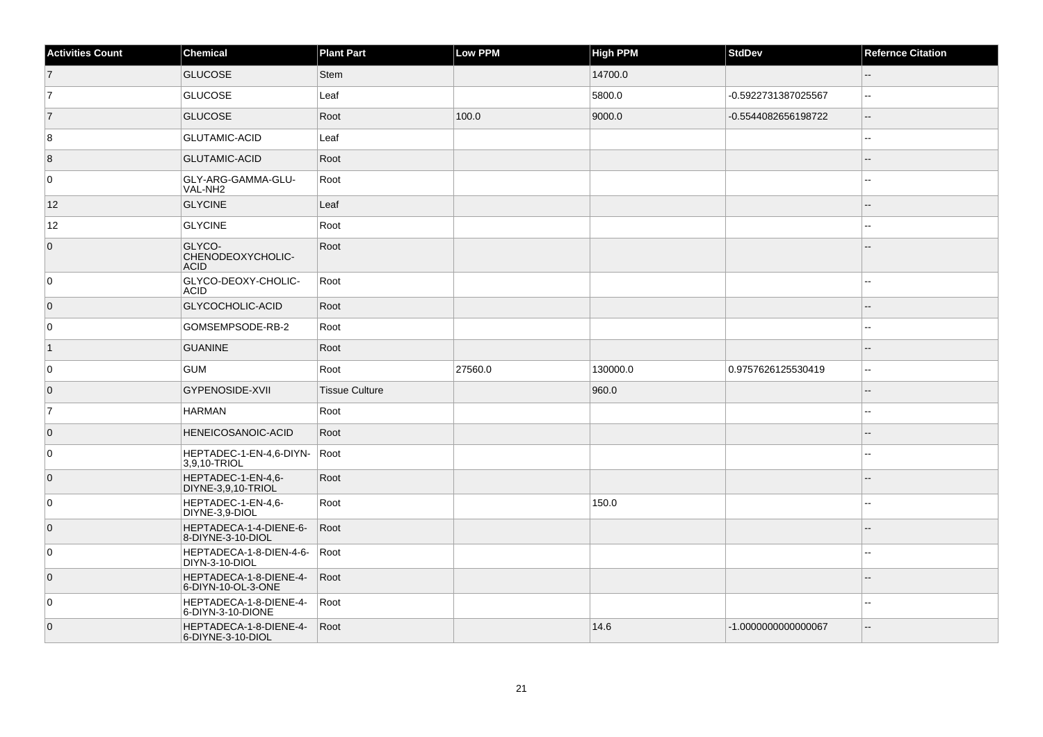| Activities Count | Chemical | Plant Part | Low PPM | High PPM | StdDev | Refernce Citation |
|---|---|---|---|---|---|---|
| 7 | GLUCOSE | Stem | | 14700.0 | | -- |
| 7 | GLUCOSE | Leaf | | 5800.0 | -0.5922731387025567 | -- |
| 7 | GLUCOSE | Root | 100.0 | 9000.0 | -0.5544082656198722 | -- |
| 8 | GLUTAMIC-ACID | Leaf | | | | -- |
| 8 | GLUTAMIC-ACID | Root | | | | -- |
| 0 | GLY-ARG-GAMMA-GLU-VAL-NH2 | Root | | | | -- |
| 12 | GLYCINE | Leaf | | | | -- |
| 12 | GLYCINE | Root | | | | -- |
| 0 | GLYCO-CHENODEOXYCHOLIC-ACID | Root | | | | -- |
| 0 | GLYCO-DEOXY-CHOLIC-ACID | Root | | | | -- |
| 0 | GLYCOCHOLIC-ACID | Root | | | | -- |
| 0 | GOMSEMPSODE-RB-2 | Root | | | | -- |
| 1 | GUANINE | Root | | | | -- |
| 0 | GUM | Root | 27560.0 | 130000.0 | 0.9757626125530419 | -- |
| 0 | GYPENOSIDE-XVII | Tissue Culture | | 960.0 | | -- |
| 7 | HARMAN | Root | | | | -- |
| 0 | HENEICOSANOIC-ACID | Root | | | | -- |
| 0 | HEPTADEC-1-EN-4,6-DIYN-3,9,10-TRIOL | Root | | | | -- |
| 0 | HEPTADEC-1-EN-4,6-DIYNE-3,9,10-TRIOL | Root | | | | -- |
| 0 | HEPTADEC-1-EN-4,6-DIYNE-3,9-DIOL | Root | | 150.0 | | -- |
| 0 | HEPTADECA-1-4-DIENE-6-8-DIYNE-3-10-DIOL | Root | | | | -- |
| 0 | HEPTADECA-1-8-DIEN-4-6-DIYN-3-10-DIOL | Root | | | | -- |
| 0 | HEPTADECA-1-8-DIENE-4-6-DIYN-10-OL-3-ONE | Root | | | | -- |
| 0 | HEPTADECA-1-8-DIENE-4-6-DIYN-3-10-DIONE | Root | | | | -- |
| 0 | HEPTADECA-1-8-DIENE-4-6-DIYNE-3-10-DIOL | Root | | 14.6 | -1.0000000000000067 | -- |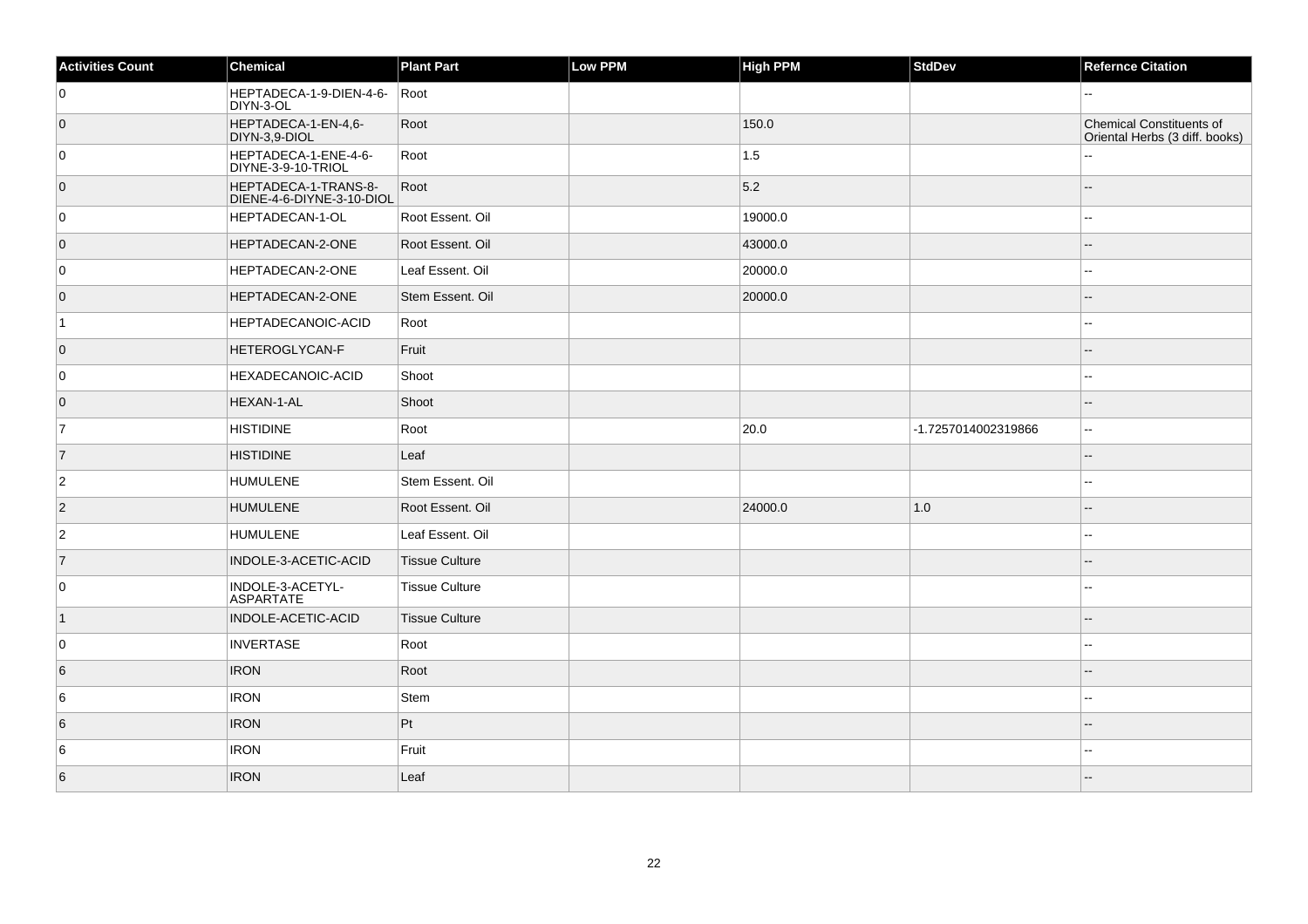| Activities Count | Chemical | Plant Part | Low PPM | High PPM | StdDev | Refernce Citation |
|---|---|---|---|---|---|---|
| 0 | HEPTADECA-1-9-DIEN-4-6-DIYN-3-OL | Root | | | | -- |
| 0 | HEPTADECA-1-EN-4,6-DIYN-3,9-DIOL | Root | | 150.0 | | Chemical Constituents of Oriental Herbs (3 diff. books) |
| 0 | HEPTADECA-1-ENE-4-6-DIYNE-3-9-10-TRIOL | Root | | 1.5 | | -- |
| 0 | HEPTADECA-1-TRANS-8-DIENE-4-6-DIYNE-3-10-DIOL | Root | | 5.2 | | -- |
| 0 | HEPTADECAN-1-OL | Root Essent. Oil | | 19000.0 | | -- |
| 0 | HEPTADECAN-2-ONE | Root Essent. Oil | | 43000.0 | | -- |
| 0 | HEPTADECAN-2-ONE | Leaf Essent. Oil | | 20000.0 | | -- |
| 0 | HEPTADECAN-2-ONE | Stem Essent. Oil | | 20000.0 | | -- |
| 1 | HEPTADECANOIC-ACID | Root | | | | -- |
| 0 | HETEROGLYCAN-F | Fruit | | | | -- |
| 0 | HEXADECANOIC-ACID | Shoot | | | | -- |
| 0 | HEXAN-1-AL | Shoot | | | | -- |
| 7 | HISTIDINE | Root | | 20.0 | -1.7257014002319866 | -- |
| 7 | HISTIDINE | Leaf | | | | -- |
| 2 | HUMULENE | Stem Essent. Oil | | | | -- |
| 2 | HUMULENE | Root Essent. Oil | | 24000.0 | 1.0 | -- |
| 2 | HUMULENE | Leaf Essent. Oil | | | | -- |
| 7 | INDOLE-3-ACETIC-ACID | Tissue Culture | | | | -- |
| 0 | INDOLE-3-ACETYL-ASPARTATE | Tissue Culture | | | | -- |
| 1 | INDOLE-ACETIC-ACID | Tissue Culture | | | | -- |
| 0 | INVERTASE | Root | | | | -- |
| 6 | IRON | Root | | | | -- |
| 6 | IRON | Stem | | | | -- |
| 6 | IRON | Pt | | | | -- |
| 6 | IRON | Fruit | | | | -- |
| 6 | IRON | Leaf | | | | -- |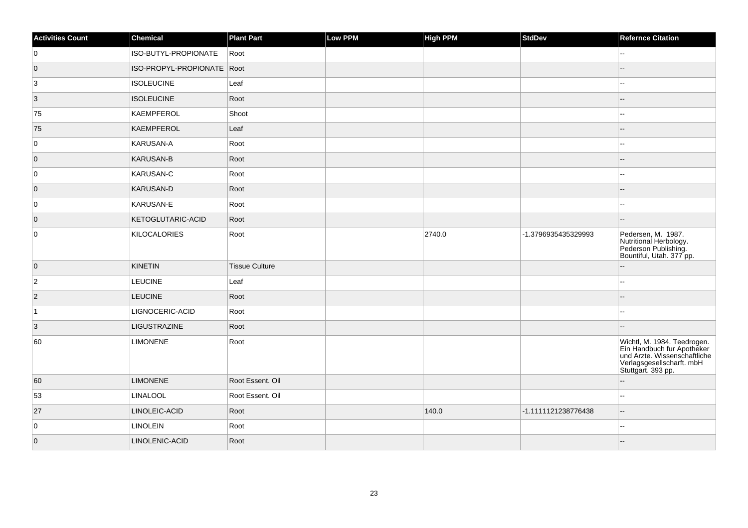| Activities Count | Chemical | Plant Part | Low PPM | High PPM | StdDev | Refernce Citation |
| --- | --- | --- | --- | --- | --- | --- |
| 0 | ISO-BUTYL-PROPIONATE | Root | | | | -- |
| 0 | ISO-PROPYL-PROPIONATE | Root | | | | -- |
| 3 | ISOLEUCINE | Leaf | | | | -- |
| 3 | ISOLEUCINE | Root | | | | -- |
| 75 | KAEMPFEROL | Shoot | | | | -- |
| 75 | KAEMPFEROL | Leaf | | | | -- |
| 0 | KARUSAN-A | Root | | | | -- |
| 0 | KARUSAN-B | Root | | | | -- |
| 0 | KARUSAN-C | Root | | | | -- |
| 0 | KARUSAN-D | Root | | | | -- |
| 0 | KARUSAN-E | Root | | | | -- |
| 0 | KETOGLUTARIC-ACID | Root | | | | -- |
| 0 | KILOCALORIES | Root | | 2740.0 | -1.3796935435329993 | Pedersen, M. 1987. Nutritional Herbology. Pederson Publishing. Bountiful, Utah. 377 pp. |
| 0 | KINETIN | Tissue Culture | | | | -- |
| 2 | LEUCINE | Leaf | | | | -- |
| 2 | LEUCINE | Root | | | | -- |
| 1 | LIGNOCERIC-ACID | Root | | | | -- |
| 3 | LIGUSTRAZINE | Root | | | | -- |
| 60 | LIMONENE | Root | | | | Wichtl, M. 1984. Teedrogen. Ein Handbuch fur Apotheker und Arzte. Wissenschaftliche Verlagsgesellscharft. mbH Stuttgart. 393 pp. |
| 60 | LIMONENE | Root Essent. Oil | | | | -- |
| 53 | LINALOOL | Root Essent. Oil | | | | -- |
| 27 | LINOLEIC-ACID | Root | | 140.0 | -1.1111121238776438 | -- |
| 0 | LINOLEIN | Root | | | | -- |
| 0 | LINOLENIC-ACID | Root | | | | -- |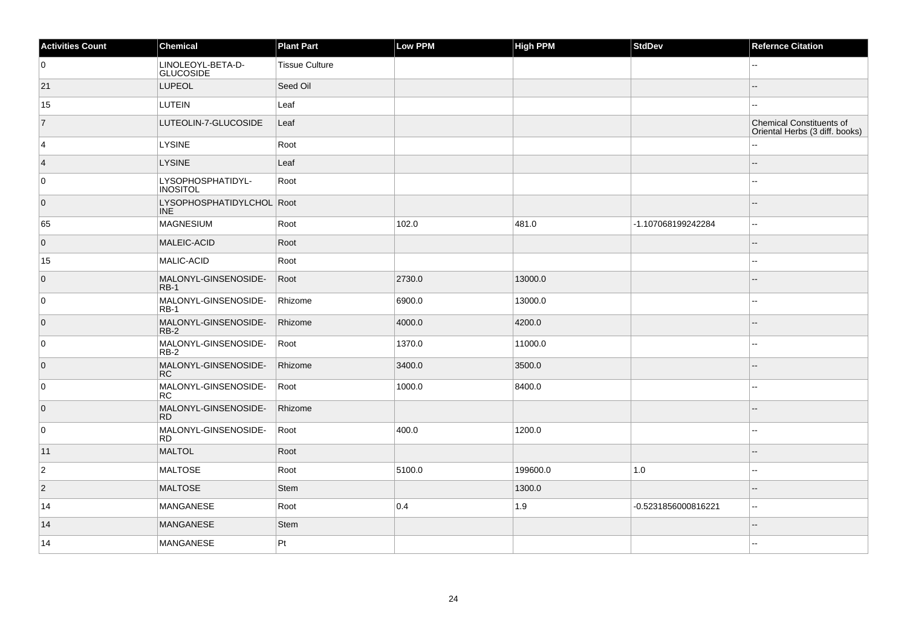| Activities Count | Chemical | Plant Part | Low PPM | High PPM | StdDev | Refernce Citation |
| --- | --- | --- | --- | --- | --- | --- |
| 0 | LINOLEOYL-BETA-D-GLUCOSIDE | Tissue Culture | | | | -- |
| 21 | LUPEOL | Seed Oil | | | | -- |
| 15 | LUTEIN | Leaf | | | | -- |
| 7 | LUTEOLIN-7-GLUCOSIDE | Leaf | | | | Chemical Constituents of Oriental Herbs (3 diff. books) |
| 4 | LYSINE | Root | | | | -- |
| 4 | LYSINE | Leaf | | | | -- |
| 0 | LYSOPHOSPHATIDYL-INOSITOL | Root | | | | -- |
| 0 | LYSOPHOSPHATIDYLCHOLINE | Root | | | | -- |
| 65 | MAGNESIUM | Root | 102.0 | 481.0 | -1.107068199242284 | -- |
| 0 | MALEIC-ACID | Root | | | | -- |
| 15 | MALIC-ACID | Root | | | | -- |
| 0 | MALONYL-GINSENOSIDE-RB-1 | Root | 2730.0 | 13000.0 | | -- |
| 0 | MALONYL-GINSENOSIDE-RB-1 | Rhizome | 6900.0 | 13000.0 | | -- |
| 0 | MALONYL-GINSENOSIDE-RB-2 | Rhizome | 4000.0 | 4200.0 | | -- |
| 0 | MALONYL-GINSENOSIDE-RB-2 | Root | 1370.0 | 11000.0 | | -- |
| 0 | MALONYL-GINSENOSIDE-RC | Rhizome | 3400.0 | 3500.0 | | -- |
| 0 | MALONYL-GINSENOSIDE-RC | Root | 1000.0 | 8400.0 | | -- |
| 0 | MALONYL-GINSENOSIDE-RD | Rhizome | | | | -- |
| 0 | MALONYL-GINSENOSIDE-RD | Root | 400.0 | 1200.0 | | -- |
| 11 | MALTOL | Root | | | | -- |
| 2 | MALTOSE | Root | 5100.0 | 199600.0 | 1.0 | -- |
| 2 | MALTOSE | Stem | | 1300.0 | | -- |
| 14 | MANGANESE | Root | 0.4 | 1.9 | -0.5231856000816221 | -- |
| 14 | MANGANESE | Stem | | | | -- |
| 14 | MANGANESE | Pt | | | | -- |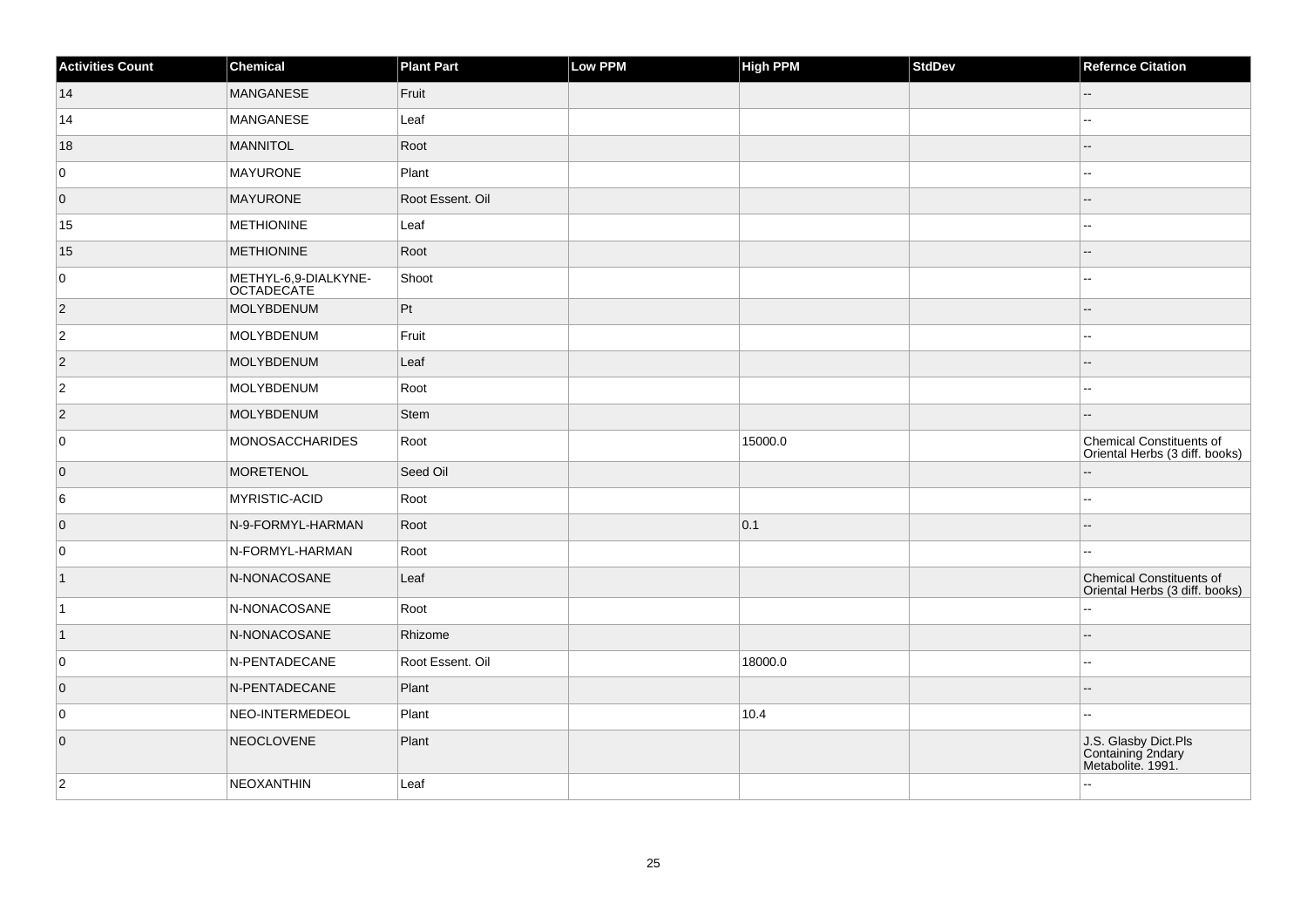| Activities Count | Chemical | Plant Part | Low PPM | High PPM | StdDev | Refernce Citation |
|---|---|---|---|---|---|---|
| 14 | MANGANESE | Fruit | | | | -- |
| 14 | MANGANESE | Leaf | | | | -- |
| 18 | MANNITOL | Root | | | | -- |
| 0 | MAYURONE | Plant | | | | -- |
| 0 | MAYURONE | Root Essent. Oil | | | | -- |
| 15 | METHIONINE | Leaf | | | | -- |
| 15 | METHIONINE | Root | | | | -- |
| 0 | METHYL-6,9-DIALKYNE-OCTADECATE | Shoot | | | | -- |
| 2 | MOLYBDENUM | Pt | | | | -- |
| 2 | MOLYBDENUM | Fruit | | | | -- |
| 2 | MOLYBDENUM | Leaf | | | | -- |
| 2 | MOLYBDENUM | Root | | | | -- |
| 2 | MOLYBDENUM | Stem | | | | -- |
| 0 | MONOSACCHARIDES | Root | | 15000.0 | | Chemical Constituents of Oriental Herbs (3 diff. books) |
| 0 | MORETENOL | Seed Oil | | | | -- |
| 6 | MYRISTIC-ACID | Root | | | | -- |
| 0 | N-9-FORMYL-HARMAN | Root | | 0.1 | | -- |
| 0 | N-FORMYL-HARMAN | Root | | | | -- |
| 1 | N-NONACOSANE | Leaf | | | | Chemical Constituents of Oriental Herbs (3 diff. books) |
| 1 | N-NONACOSANE | Root | | | | -- |
| 1 | N-NONACOSANE | Rhizome | | | | -- |
| 0 | N-PENTADECANE | Root Essent. Oil | | 18000.0 | | -- |
| 0 | N-PENTADECANE | Plant | | | | -- |
| 0 | NEO-INTERMEDEOL | Plant | | 10.4 | | -- |
| 0 | NEOCLOVENE | Plant | | | | J.S. Glasby Dict.Pls Containing 2ndary Metabolite. 1991. |
| 2 | NEOXANTHIN | Leaf | | | | -- |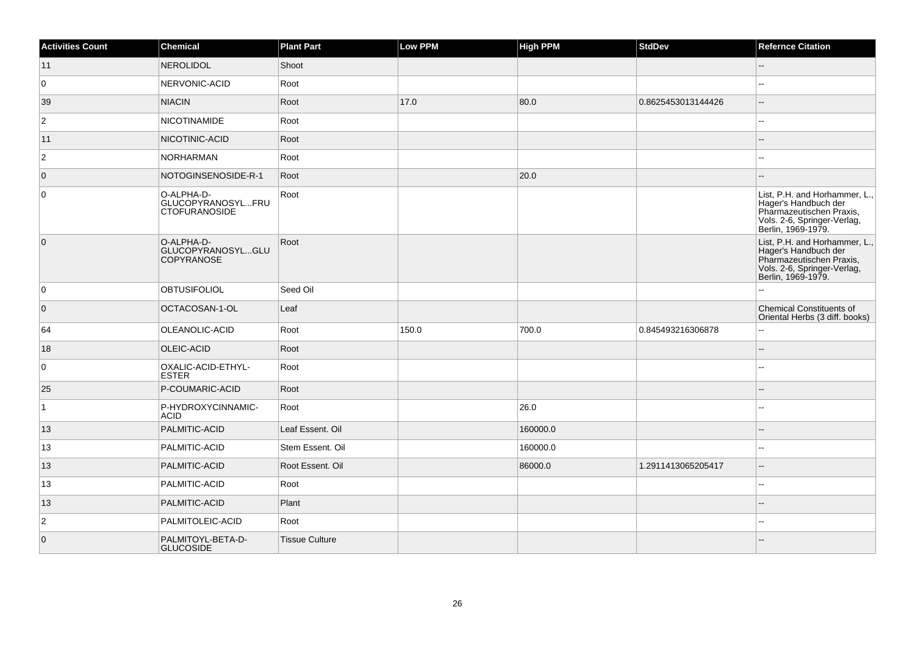| Activities Count | Chemical | Plant Part | Low PPM | High PPM | StdDev | Refernce Citation |
| --- | --- | --- | --- | --- | --- | --- |
| 11 | NEROLIDOL | Shoot | | | | -- |
| 0 | NERVONIC-ACID | Root | | | | -- |
| 39 | NIACIN | Root | 17.0 | 80.0 | 0.8625453013144426 | -- |
| 2 | NICOTINAMIDE | Root | | | | -- |
| 11 | NICOTINIC-ACID | Root | | | | -- |
| 2 | NORHARMAN | Root | | | | -- |
| 0 | NOTOGINSENOSIDE-R-1 | Root | | 20.0 | | -- |
| 0 | O-ALPHA-D-GLUCOPYRANOSYL...FRUCTOFURANOSIDE | Root | | | | List, P.H. and Horhammer, L., Hager's Handbuch der Pharmazeutischen Praxis, Vols. 2-6, Springer-Verlag, Berlin, 1969-1979. |
| 0 | O-ALPHA-D-GLUCOPYRANOSYL...GLUCOPYRANOSE | Root | | | | List, P.H. and Horhammer, L., Hager's Handbuch der Pharmazeutischen Praxis, Vols. 2-6, Springer-Verlag, Berlin, 1969-1979. |
| 0 | OBTUSIFOLIOL | Seed Oil | | | | -- |
| 0 | OCTACOSAN-1-OL | Leaf | | | | Chemical Constituents of Oriental Herbs (3 diff. books) |
| 64 | OLEANOLIC-ACID | Root | 150.0 | 700.0 | 0.845493216306878 | -- |
| 18 | OLEIC-ACID | Root | | | | -- |
| 0 | OXALIC-ACID-ETHYL-ESTER | Root | | | | -- |
| 25 | P-COUMARIC-ACID | Root | | | | -- |
| 1 | P-HYDROXYCINNAMIC-ACID | Root | | 26.0 | | -- |
| 13 | PALMITIC-ACID | Leaf Essent. Oil | | 160000.0 | | -- |
| 13 | PALMITIC-ACID | Stem Essent. Oil | | 160000.0 | | -- |
| 13 | PALMITIC-ACID | Root Essent. Oil | | 86000.0 | 1.2911413065205417 | -- |
| 13 | PALMITIC-ACID | Root | | | | -- |
| 13 | PALMITIC-ACID | Plant | | | | -- |
| 2 | PALMITOLEIC-ACID | Root | | | | -- |
| 0 | PALMITOYL-BETA-D-GLUCOSIDE | Tissue Culture | | | | -- |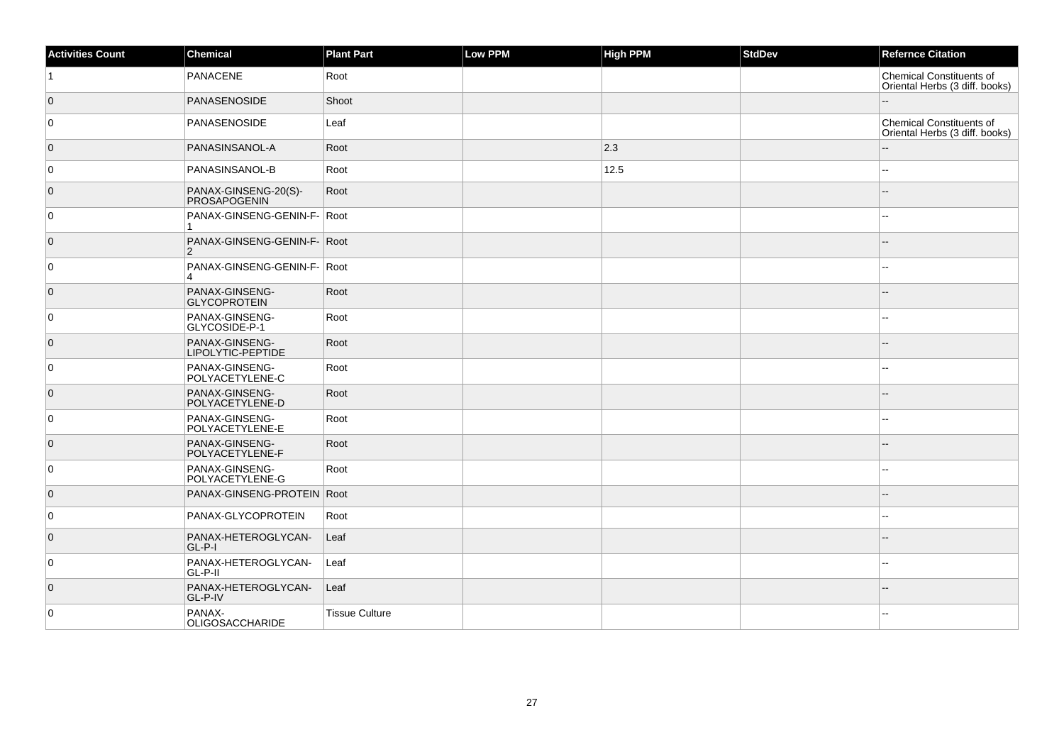| Activities Count | Chemical | Plant Part | Low PPM | High PPM | StdDev | Refernce Citation |
|---|---|---|---|---|---|---|
| 1 | PANACENE | Root | | | | Chemical Constituents of Oriental Herbs (3 diff. books) |
| 0 | PANASENOSIDE | Shoot | | | | -- |
| 0 | PANASENOSIDE | Leaf | | | | Chemical Constituents of Oriental Herbs (3 diff. books) |
| 0 | PANASINSANOL-A | Root | | 2.3 | | -- |
| 0 | PANASINSANOL-B | Root | | 12.5 | | -- |
| 0 | PANAX-GINSENG-20(S)-PROSAPOGENIN | Root | | | | -- |
| 0 | PANAX-GINSENG-GENIN-F-1 | Root | | | | -- |
| 0 | PANAX-GINSENG-GENIN-F-2 | Root | | | | -- |
| 0 | PANAX-GINSENG-GENIN-F-4 | Root | | | | -- |
| 0 | PANAX-GINSENG-GLYCOPROTEIN | Root | | | | -- |
| 0 | PANAX-GINSENG-GLYCOSIDE-P-1 | Root | | | | -- |
| 0 | PANAX-GINSENG-LIPOLYTIC-PEPTIDE | Root | | | | -- |
| 0 | PANAX-GINSENG-POLYACETYLENE-C | Root | | | | -- |
| 0 | PANAX-GINSENG-POLYACETYLENE-D | Root | | | | -- |
| 0 | PANAX-GINSENG-POLYACETYLENE-E | Root | | | | -- |
| 0 | PANAX-GINSENG-POLYACETYLENE-F | Root | | | | -- |
| 0 | PANAX-GINSENG-POLYACETYLENE-G | Root | | | | -- |
| 0 | PANAX-GINSENG-PROTEIN | Root | | | | -- |
| 0 | PANAX-GLYCOPROTEIN | Root | | | | -- |
| 0 | PANAX-HETEROGLYCAN-GL-P-I | Leaf | | | | -- |
| 0 | PANAX-HETEROGLYCAN-GL-P-II | Leaf | | | | -- |
| 0 | PANAX-HETEROGLYCAN-GL-P-IV | Leaf | | | | -- |
| 0 | PANAX-OLIGOSACCHARIDE | Tissue Culture | | | | -- |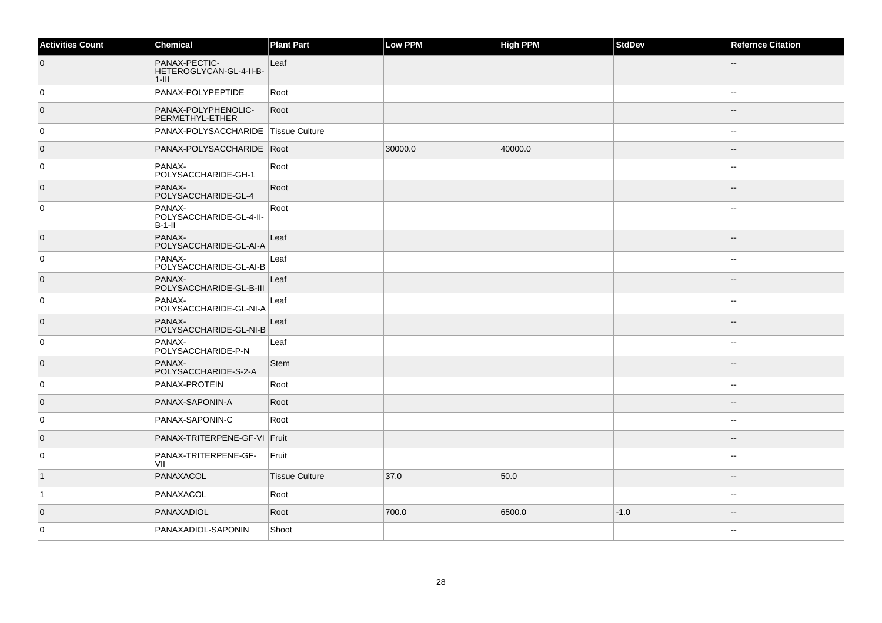| Activities Count | Chemical | Plant Part | Low PPM | High PPM | StdDev | Refernce Citation |
|---|---|---|---|---|---|---|
| 0 | PANAX-PECTIC-HETEROGLYCAN-GL-4-II-B-1-III | Leaf | | | | -- |
| 0 | PANAX-POLYPEPTIDE | Root | | | | -- |
| 0 | PANAX-POLYPHENOLIC-PERMETHYL-ETHER | Root | | | | -- |
| 0 | PANAX-POLYSACCHARIDE | Tissue Culture | | | | -- |
| 0 | PANAX-POLYSACCHARIDE | Root | 30000.0 | 40000.0 | | -- |
| 0 | PANAX-POLYSACCHARIDE-GH-1 | Root | | | | -- |
| 0 | PANAX-POLYSACCHARIDE-GL-4 | Root | | | | -- |
| 0 | PANAX-POLYSACCHARIDE-GL-4-II-B-1-II | Root | | | | -- |
| 0 | PANAX-POLYSACCHARIDE-GL-AI-A | Leaf | | | | -- |
| 0 | PANAX-POLYSACCHARIDE-GL-AI-B | Leaf | | | | -- |
| 0 | PANAX-POLYSACCHARIDE-GL-B-III | Leaf | | | | -- |
| 0 | PANAX-POLYSACCHARIDE-GL-NI-A | Leaf | | | | -- |
| 0 | PANAX-POLYSACCHARIDE-GL-NI-B | Leaf | | | | -- |
| 0 | PANAX-POLYSACCHARIDE-P-N | Leaf | | | | -- |
| 0 | PANAX-POLYSACCHARIDE-S-2-A | Stem | | | | -- |
| 0 | PANAX-PROTEIN | Root | | | | -- |
| 0 | PANAX-SAPONIN-A | Root | | | | -- |
| 0 | PANAX-SAPONIN-C | Root | | | | -- |
| 0 | PANAX-TRITERPENE-GF-VI | Fruit | | | | -- |
| 0 | PANAX-TRITERPENE-GF-VII | Fruit | | | | -- |
| 1 | PANAXACOL | Tissue Culture | 37.0 | 50.0 | | -- |
| 1 | PANAXACOL | Root | | | | -- |
| 0 | PANAXADIOL | Root | 700.0 | 6500.0 | -1.0 | -- |
| 0 | PANAXADIOL-SAPONIN | Shoot | | | | -- |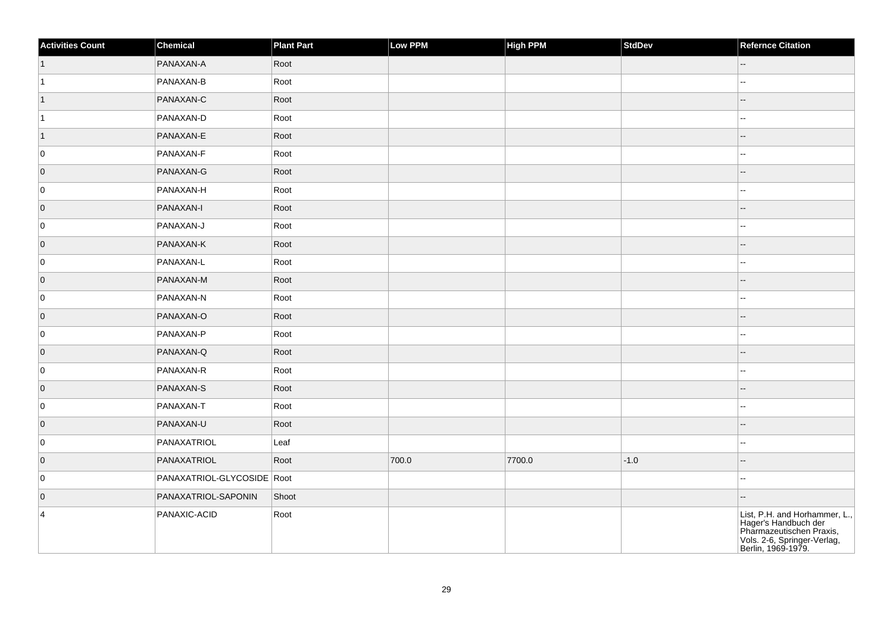| Activities Count | Chemical | Plant Part | Low PPM | High PPM | StdDev | Refernce Citation |
|---|---|---|---|---|---|---|
| 1 | PANAXAN-A | Root | | | | -- |
| 1 | PANAXAN-B | Root | | | | -- |
| 1 | PANAXAN-C | Root | | | | -- |
| 1 | PANAXAN-D | Root | | | | -- |
| 1 | PANAXAN-E | Root | | | | -- |
| 0 | PANAXAN-F | Root | | | | -- |
| 0 | PANAXAN-G | Root | | | | -- |
| 0 | PANAXAN-H | Root | | | | -- |
| 0 | PANAXAN-I | Root | | | | -- |
| 0 | PANAXAN-J | Root | | | | -- |
| 0 | PANAXAN-K | Root | | | | -- |
| 0 | PANAXAN-L | Root | | | | -- |
| 0 | PANAXAN-M | Root | | | | -- |
| 0 | PANAXAN-N | Root | | | | -- |
| 0 | PANAXAN-O | Root | | | | -- |
| 0 | PANAXAN-P | Root | | | | -- |
| 0 | PANAXAN-Q | Root | | | | -- |
| 0 | PANAXAN-R | Root | | | | -- |
| 0 | PANAXAN-S | Root | | | | -- |
| 0 | PANAXAN-T | Root | | | | -- |
| 0 | PANAXAN-U | Root | | | | -- |
| 0 | PANAXATRIOL | Leaf | | | | -- |
| 0 | PANAXATRIOL | Root | 700.0 | 7700.0 | -1.0 | -- |
| 0 | PANAXATRIOL-GLYCOSIDE | Root | | | | -- |
| 0 | PANAXATRIOL-SAPONIN | Shoot | | | | -- |
| 4 | PANAXIC-ACID | Root | | | | List, P.H. and Horhammer, L., Hager's Handbuch der Pharmazeutischen Praxis, Vols. 2-6, Springer-Verlag, Berlin, 1969-1979. |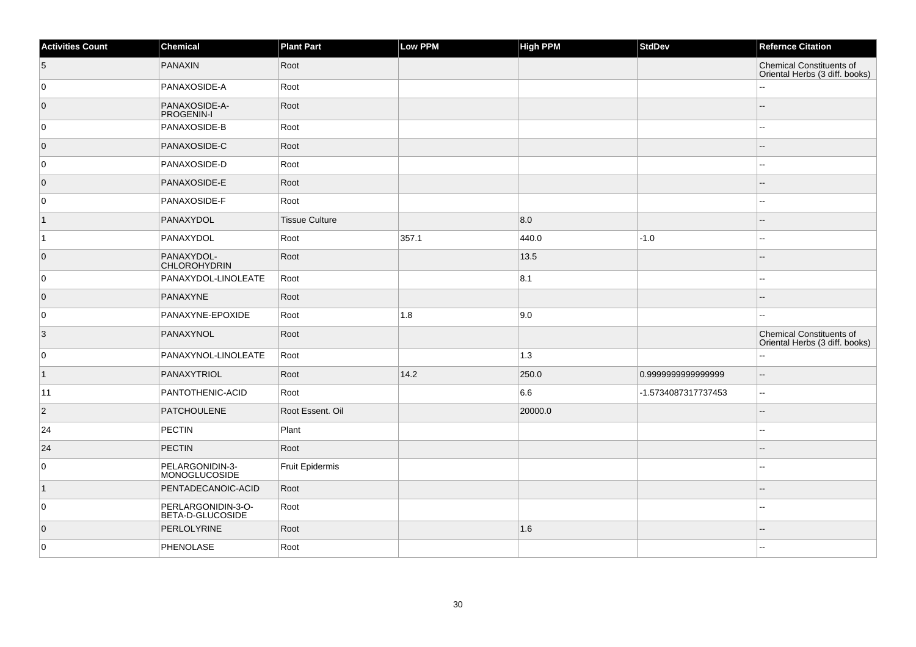| Activities Count | Chemical | Plant Part | Low PPM | High PPM | StdDev | Refernce Citation |
|---|---|---|---|---|---|---|
| 5 | PANAXIN | Root | | | | Chemical Constituents of Oriental Herbs (3 diff. books) |
| 0 | PANAXOSIDE-A | Root | | | | -- |
| 0 | PANAXOSIDE-A-PROGENIN-I | Root | | | | -- |
| 0 | PANAXOSIDE-B | Root | | | | -- |
| 0 | PANAXOSIDE-C | Root | | | | -- |
| 0 | PANAXOSIDE-D | Root | | | | -- |
| 0 | PANAXOSIDE-E | Root | | | | -- |
| 0 | PANAXOSIDE-F | Root | | | | -- |
| 1 | PANAXYDOL | Tissue Culture | | 8.0 | | -- |
| 1 | PANAXYDOL | Root | 357.1 | 440.0 | -1.0 | -- |
| 0 | PANAXYDOL-CHLOROHYDRIN | Root | | 13.5 | | -- |
| 0 | PANAXYDOL-LINOLEATE | Root | | 8.1 | | -- |
| 0 | PANAXYNE | Root | | | | -- |
| 0 | PANAXYNE-EPOXIDE | Root | 1.8 | 9.0 | | -- |
| 3 | PANAXYNOL | Root | | | | Chemical Constituents of Oriental Herbs (3 diff. books) |
| 0 | PANAXYNOL-LINOLEATE | Root | | 1.3 | | -- |
| 1 | PANAXYTRIOL | Root | 14.2 | 250.0 | 0.9999999999999999 | -- |
| 11 | PANTOTHENIC-ACID | Root | | 6.6 | -1.5734087317737453 | -- |
| 2 | PATCHOULENE | Root Essent. Oil | | 20000.0 | | -- |
| 24 | PECTIN | Plant | | | | -- |
| 24 | PECTIN | Root | | | | -- |
| 0 | PELARGONIDIN-3-MONOGLUCOSIDE | Fruit Epidermis | | | | -- |
| 1 | PENTADECANOIC-ACID | Root | | | | -- |
| 0 | PERLARGONIDIN-3-O-BETA-D-GLUCOSIDE | Root | | | | -- |
| 0 | PERLOLYRINE | Root | | 1.6 | | -- |
| 0 | PHENOLASE | Root | | | | -- |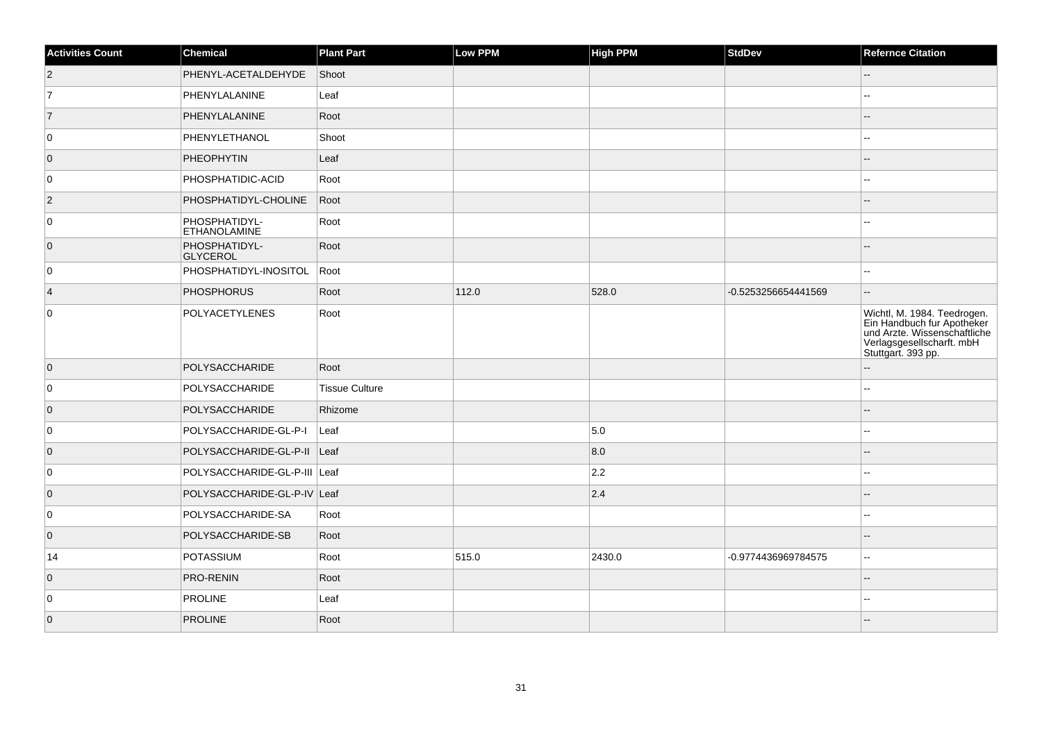| Activities Count | Chemical | Plant Part | Low PPM | High PPM | StdDev | Refernce Citation |
|---|---|---|---|---|---|---|
| 2 | PHENYL-ACETALDEHYDE | Shoot | | | | -- |
| 7 | PHENYLALANINE | Leaf | | | | -- |
| 7 | PHENYLALANINE | Root | | | | -- |
| 0 | PHENYLETHANOL | Shoot | | | | -- |
| 0 | PHEOPHYTIN | Leaf | | | | -- |
| 0 | PHOSPHATIDIC-ACID | Root | | | | -- |
| 2 | PHOSPHATIDYL-CHOLINE | Root | | | | -- |
| 0 | PHOSPHATIDYL-ETHANOLAMINE | Root | | | | -- |
| 0 | PHOSPHATIDYL-GLYCEROL | Root | | | | -- |
| 0 | PHOSPHATIDYL-INOSITOL | Root | | | | -- |
| 4 | PHOSPHORUS | Root | 112.0 | 528.0 | -0.5253256654441569 | -- |
| 0 | POLYACETYLENES | Root | | | | Wichtl, M. 1984. Teedrogen. Ein Handbuch fur Apotheker und Arzte. Wissenschaftliche Verlagsgesellscharft. mbH Stuttgart. 393 pp. |
| 0 | POLYSACCHARIDE | Root | | | | -- |
| 0 | POLYSACCHARIDE | Tissue Culture | | | | -- |
| 0 | POLYSACCHARIDE | Rhizome | | | | -- |
| 0 | POLYSACCHARIDE-GL-P-I | Leaf | | 5.0 | | -- |
| 0 | POLYSACCHARIDE-GL-P-II | Leaf | | 8.0 | | -- |
| 0 | POLYSACCHARIDE-GL-P-III | Leaf | | 2.2 | | -- |
| 0 | POLYSACCHARIDE-GL-P-IV | Leaf | | 2.4 | | -- |
| 0 | POLYSACCHARIDE-SA | Root | | | | -- |
| 0 | POLYSACCHARIDE-SB | Root | | | | -- |
| 14 | POTASSIUM | Root | 515.0 | 2430.0 | -0.9774436969784575 | -- |
| 0 | PRO-RENIN | Root | | | | -- |
| 0 | PROLINE | Leaf | | | | -- |
| 0 | PROLINE | Root | | | | -- |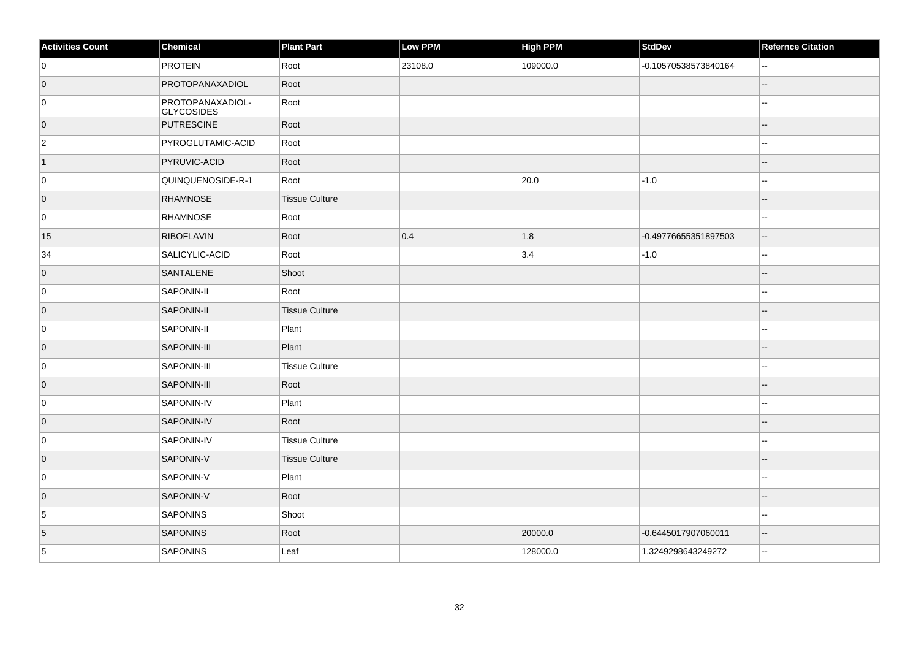| Activities Count | Chemical | Plant Part | Low PPM | High PPM | StdDev | Refernce Citation |
|---|---|---|---|---|---|---|
| 0 | PROTEIN | Root | 23108.0 | 109000.0 | -0.10570538573840164 | -- |
| 0 | PROTOPANAXADIOL | Root | | | | -- |
| 0 | PROTOPANAXADIOL-GLYCOSIDES | Root | | | | -- |
| 0 | PUTRESCINE | Root | | | | -- |
| 2 | PYROGLUTAMIC-ACID | Root | | | | -- |
| 1 | PYRUVIC-ACID | Root | | | | -- |
| 0 | QUINQUENOSIDE-R-1 | Root | | 20.0 | -1.0 | -- |
| 0 | RHAMNOSE | Tissue Culture | | | | -- |
| 0 | RHAMNOSE | Root | | | | -- |
| 15 | RIBOFLAVIN | Root | 0.4 | 1.8 | -0.49776655351897503 | -- |
| 34 | SALICYLIC-ACID | Root | | 3.4 | -1.0 | -- |
| 0 | SANTALENE | Shoot | | | | -- |
| 0 | SAPONIN-II | Root | | | | -- |
| 0 | SAPONIN-II | Tissue Culture | | | | -- |
| 0 | SAPONIN-II | Plant | | | | -- |
| 0 | SAPONIN-III | Plant | | | | -- |
| 0 | SAPONIN-III | Tissue Culture | | | | -- |
| 0 | SAPONIN-III | Root | | | | -- |
| 0 | SAPONIN-IV | Plant | | | | -- |
| 0 | SAPONIN-IV | Root | | | | -- |
| 0 | SAPONIN-IV | Tissue Culture | | | | -- |
| 0 | SAPONIN-V | Tissue Culture | | | | -- |
| 0 | SAPONIN-V | Plant | | | | -- |
| 0 | SAPONIN-V | Root | | | | -- |
| 5 | SAPONINS | Shoot | | | | -- |
| 5 | SAPONINS | Root | | 20000.0 | -0.6445017907060011 | -- |
| 5 | SAPONINS | Leaf | | 128000.0 | 1.3249298643249272 | -- |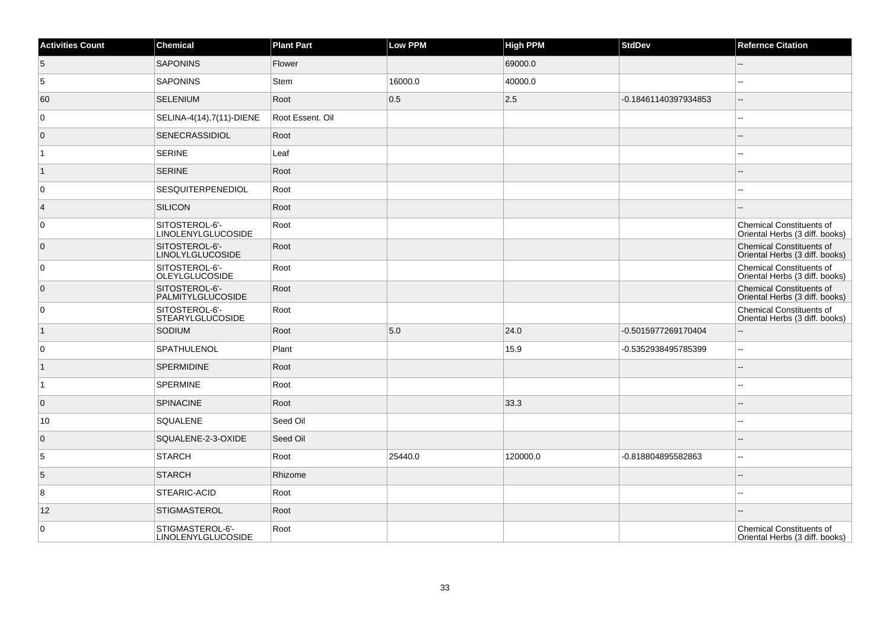| Activities Count | Chemical | Plant Part | Low PPM | High PPM | StdDev | Refernce Citation |
| --- | --- | --- | --- | --- | --- | --- |
| 5 | SAPONINS | Flower | | 69000.0 | | -- |
| 5 | SAPONINS | Stem | 16000.0 | 40000.0 | | -- |
| 60 | SELENIUM | Root | 0.5 | 2.5 | -0.18461140397934853 | -- |
| 0 | SELINA-4(14),7(11)-DIENE | Root Essent. Oil | | | | -- |
| 0 | SENECRASSIDIOL | Root | | | | -- |
| 1 | SERINE | Leaf | | | | -- |
| 1 | SERINE | Root | | | | -- |
| 0 | SESQUITERPENEDIOL | Root | | | | -- |
| 4 | SILICON | Root | | | | -- |
| 0 | SITOSTEROL-6'-LINOLENYLGLUCOSIDE | Root | | | | Chemical Constituents of Oriental Herbs (3 diff. books) |
| 0 | SITOSTEROL-6'-LINOLYLGLUCOSIDE | Root | | | | Chemical Constituents of Oriental Herbs (3 diff. books) |
| 0 | SITOSTEROL-6'-OLEYLGLUCOSIDE | Root | | | | Chemical Constituents of Oriental Herbs (3 diff. books) |
| 0 | SITOSTEROL-6'-PALMITYLGLUCOSIDE | Root | | | | Chemical Constituents of Oriental Herbs (3 diff. books) |
| 0 | SITOSTEROL-6'-STEARYLGLUCOSIDE | Root | | | | Chemical Constituents of Oriental Herbs (3 diff. books) |
| 1 | SODIUM | Root | 5.0 | 24.0 | -0.5015977269170404 | -- |
| 0 | SPATHULENOL | Plant | | 15.9 | -0.5352938495785399 | -- |
| 1 | SPERMIDINE | Root | | | | -- |
| 1 | SPERMINE | Root | | | | -- |
| 0 | SPINACINE | Root | | 33.3 | | -- |
| 10 | SQUALENE | Seed Oil | | | | -- |
| 0 | SQUALENE-2-3-OXIDE | Seed Oil | | | | -- |
| 5 | STARCH | Root | 25440.0 | 120000.0 | -0.818804895582863 | -- |
| 5 | STARCH | Rhizome | | | | -- |
| 8 | STEARIC-ACID | Root | | | | -- |
| 12 | STIGMASTEROL | Root | | | | -- |
| 0 | STIGMASTEROL-6'-LINOLENYLGLUCOSIDE | Root | | | | Chemical Constituents of Oriental Herbs (3 diff. books) |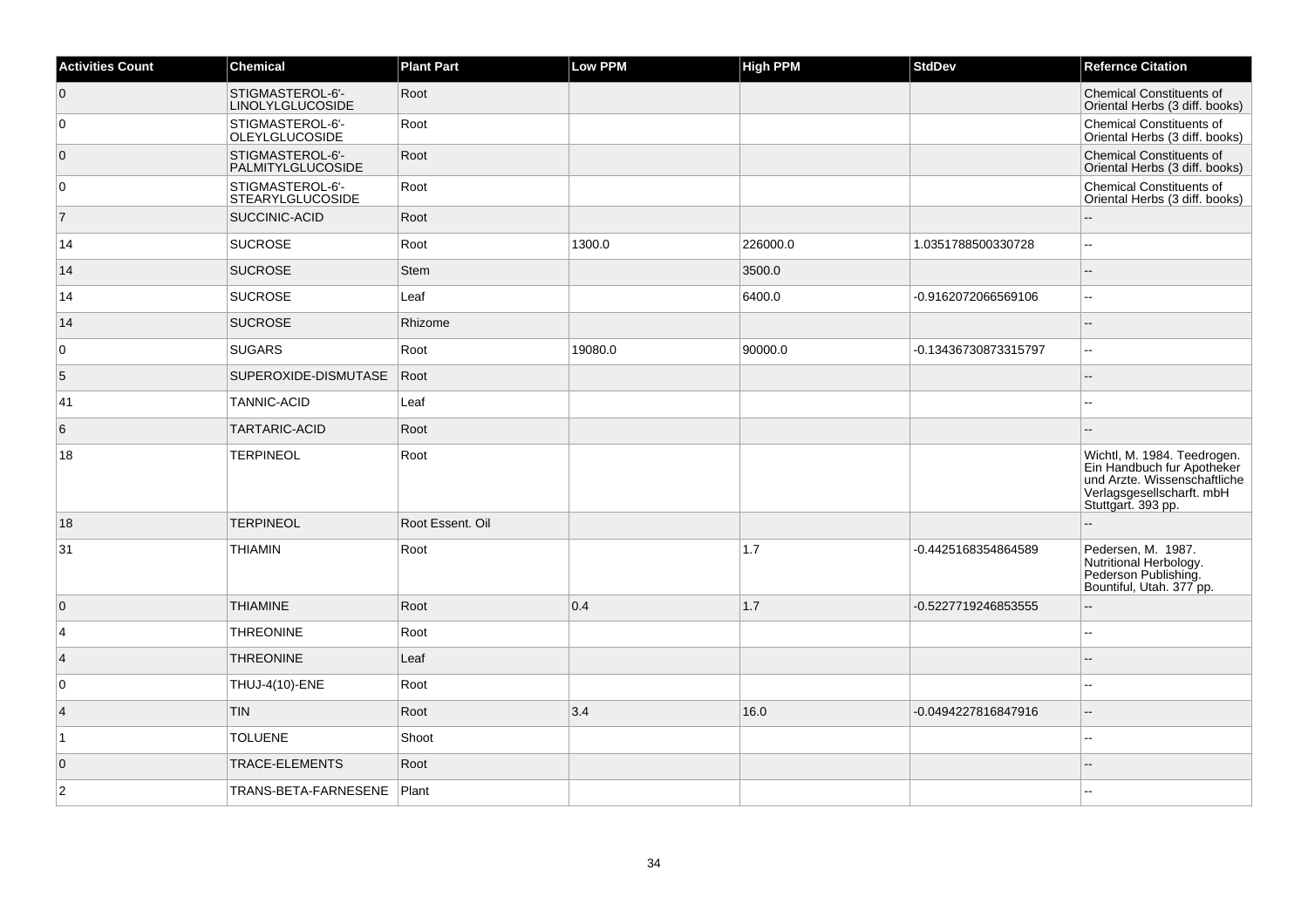| Activities Count | Chemical | Plant Part | Low PPM | High PPM | StdDev | Refernce Citation |
| --- | --- | --- | --- | --- | --- | --- |
| 0 | STIGMASTEROL-6'-LINOLYLGLUCOSIDE | Root | | | | Chemical Constituents of Oriental Herbs (3 diff. books) |
| 0 | STIGMASTEROL-6'-OLEYLGLUCOSIDE | Root | | | | Chemical Constituents of Oriental Herbs (3 diff. books) |
| 0 | STIGMASTEROL-6'-PALMITYLGLUCOSIDE | Root | | | | Chemical Constituents of Oriental Herbs (3 diff. books) |
| 0 | STIGMASTEROL-6'-STEARYLGLUCOSIDE | Root | | | | Chemical Constituents of Oriental Herbs (3 diff. books) |
| 7 | SUCCINIC-ACID | Root | | | | -- |
| 14 | SUCROSE | Root | 1300.0 | 226000.0 | 1.0351788500330728 | -- |
| 14 | SUCROSE | Stem | | 3500.0 | | -- |
| 14 | SUCROSE | Leaf | | 6400.0 | -0.9162072066569106 | -- |
| 14 | SUCROSE | Rhizome | | | | -- |
| 0 | SUGARS | Root | 19080.0 | 90000.0 | -0.13436730873315797 | -- |
| 5 | SUPEROXIDE-DISMUTASE | Root | | | | -- |
| 41 | TANNIC-ACID | Leaf | | | | -- |
| 6 | TARTARIC-ACID | Root | | | | -- |
| 18 | TERPINEOL | Root | | | | Wichtl, M. 1984. Teedrogen. Ein Handbuch fur Apotheker und Arzte. Wissenschaftliche Verlagsgesellscharft. mbH Stuttgart. 393 pp. |
| 18 | TERPINEOL | Root Essent. Oil | | | | -- |
| 31 | THIAMIN | Root | | 1.7 | -0.4425168354864589 | Pedersen, M. 1987. Nutritional Herbology. Pederson Publishing. Bountiful, Utah. 377 pp. |
| 0 | THIAMINE | Root | 0.4 | 1.7 | -0.5227719246853555 | -- |
| 4 | THREONINE | Root | | | | -- |
| 4 | THREONINE | Leaf | | | | -- |
| 0 | THUJ-4(10)-ENE | Root | | | | -- |
| 4 | TIN | Root | 3.4 | 16.0 | -0.0494227816847916 | -- |
| 1 | TOLUENE | Shoot | | | | -- |
| 0 | TRACE-ELEMENTS | Root | | | | -- |
| 2 | TRANS-BETA-FARNESENE | Plant | | | | -- |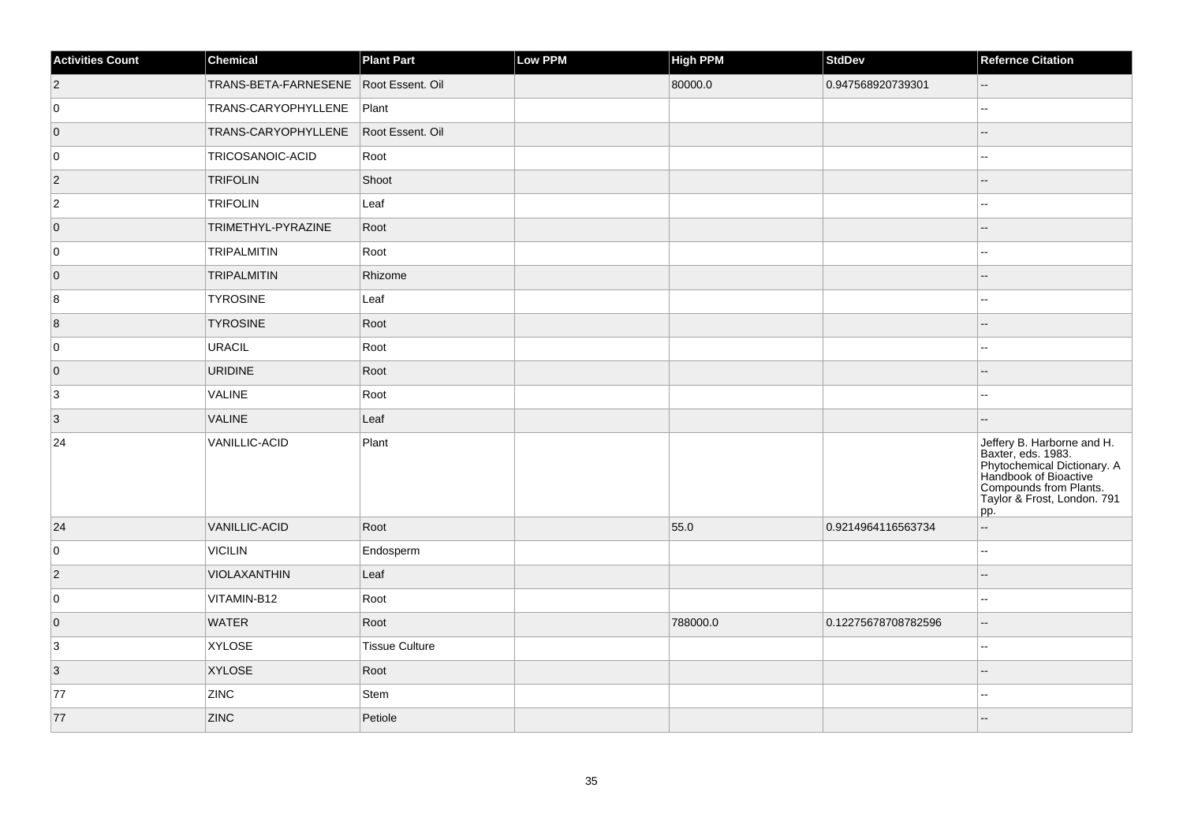| Activities Count | Chemical | Plant Part | Low PPM | High PPM | StdDev | Refernce Citation |
| --- | --- | --- | --- | --- | --- | --- |
| 2 | TRANS-BETA-FARNESENE | Root Essent. Oil | | 80000.0 | 0.947568920739301 | -- |
| 0 | TRANS-CARYOPHYLLENE | Plant | | | | -- |
| 0 | TRANS-CARYOPHYLLENE | Root Essent. Oil | | | | -- |
| 0 | TRICOSANOIC-ACID | Root | | | | -- |
| 2 | TRIFOLIN | Shoot | | | | -- |
| 2 | TRIFOLIN | Leaf | | | | -- |
| 0 | TRIMETHYL-PYRAZINE | Root | | | | -- |
| 0 | TRIPALMITIN | Root | | | | -- |
| 0 | TRIPALMITIN | Rhizome | | | | -- |
| 8 | TYROSINE | Leaf | | | | -- |
| 8 | TYROSINE | Root | | | | -- |
| 0 | URACIL | Root | | | | -- |
| 0 | URIDINE | Root | | | | -- |
| 3 | VALINE | Root | | | | -- |
| 3 | VALINE | Leaf | | | | -- |
| 24 | VANILLIC-ACID | Plant | | | | Jeffery B. Harborne and H. Baxter, eds. 1983. Phytochemical Dictionary. A Handbook of Bioactive Compounds from Plants. Taylor & Frost, London. 791 pp. |
| 24 | VANILLIC-ACID | Root | | 55.0 | 0.9214964116563734 | -- |
| 0 | VICILIN | Endosperm | | | | -- |
| 2 | VIOLAXANTHIN | Leaf | | | | -- |
| 0 | VITAMIN-B12 | Root | | | | -- |
| 0 | WATER | Root | | 788000.0 | 0.12275678708782596 | -- |
| 3 | XYLOSE | Tissue Culture | | | | -- |
| 3 | XYLOSE | Root | | | | -- |
| 77 | ZINC | Stem | | | | -- |
| 77 | ZINC | Petiole | | | | -- |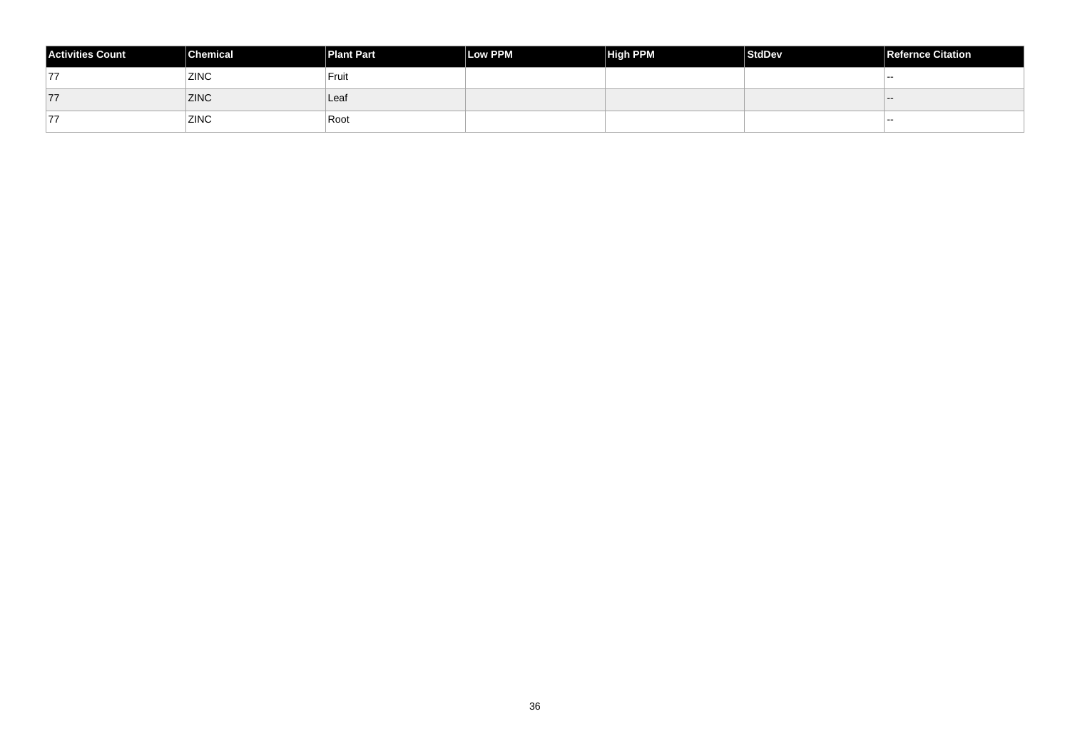| Activities Count | Chemical | Plant Part | Low PPM | High PPM | StdDev | Refernce Citation |
|---|---|---|---|---|---|---|
| 77 | ZINC | Fruit | | | | -- |
| 77 | ZINC | Leaf | | | | -- |
| 77 | ZINC | Root | | | | -- |